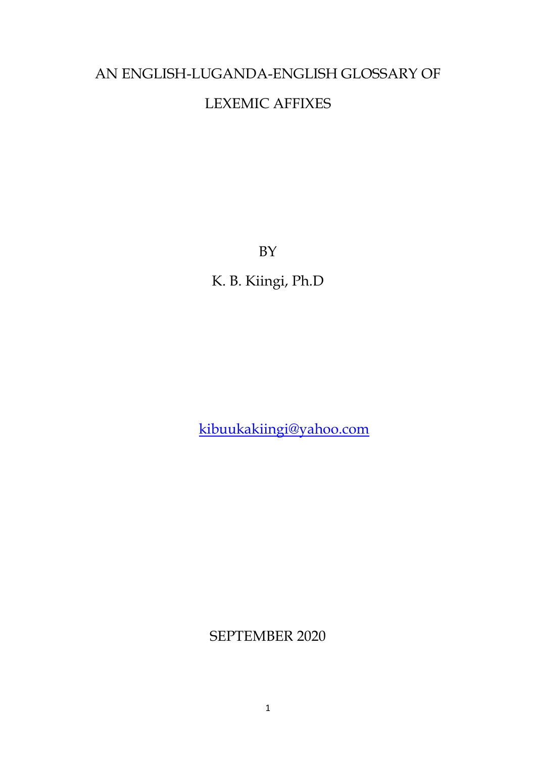# AN ENGLISH-LUGANDA-ENGLISH GLOSSARY OF LEXEMIC AFFIXES

BY

K. B. Kiingi, Ph.D

kibuukakiingi@yahoo.com

SEPTEMBER 2020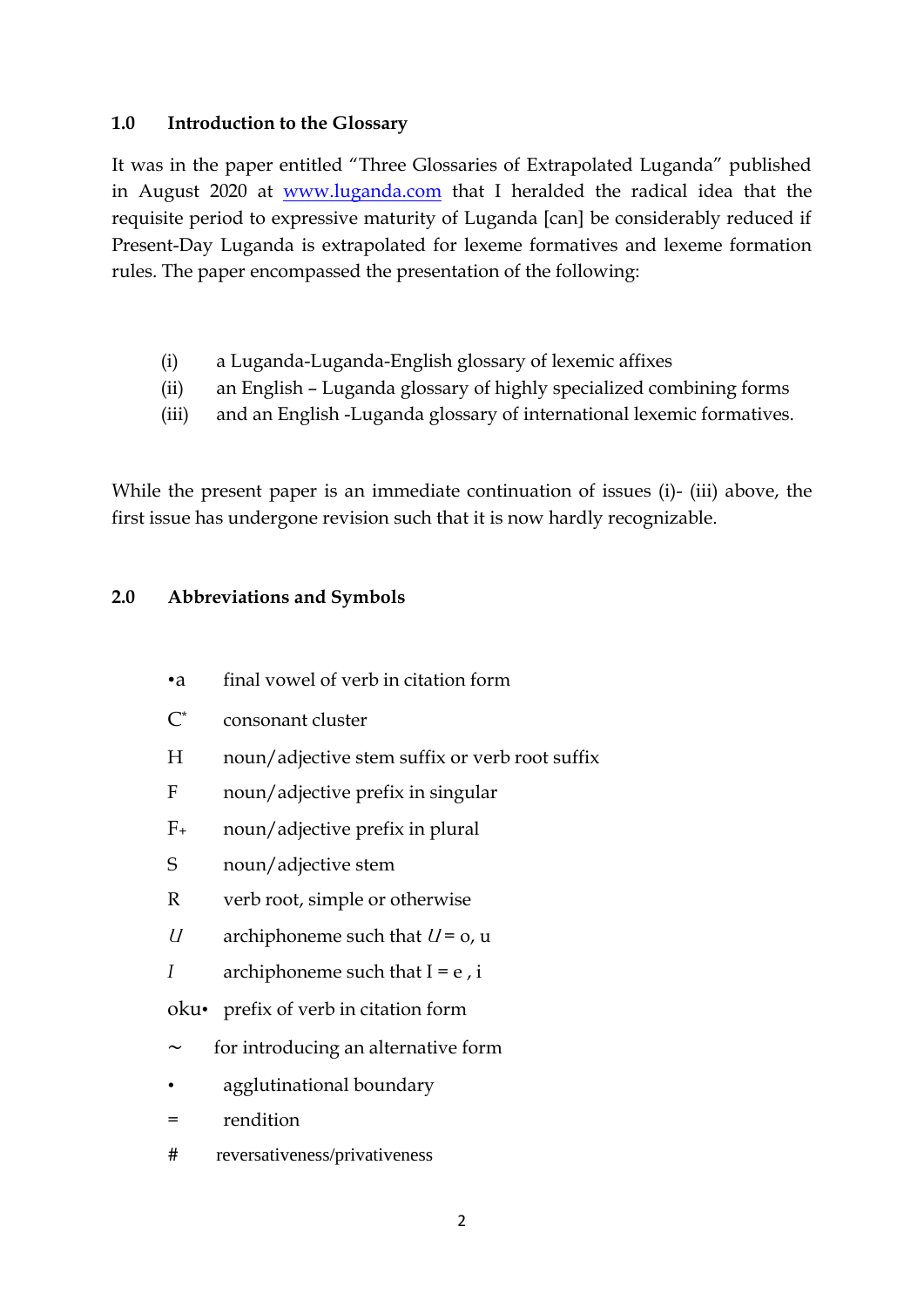## 1.0 Introduction to the Glossary

It was in the paper entitled "Three Glossaries of Extrapolated Luganda" published in August 2020 at [www.luganda.com](http://www.luganda.com) that I heralded the radical idea that the requisite period to expressive maturity of Luganda [can] be considerably reduced if Present-Day Luganda is extrapolated for lexeme formatives and lexeme formation rules. The paper encompassed the presentation of the following:

(i) a Luganda-Luganda-English glossary of lexemic affixes
(ii) an English – Luganda glossary of highly specialized combining forms
(iii) and an English -Luganda glossary of international lexemic formatives.

While the present paper is an immediate continuation of issues (i)- (iii) above, the first issue has undergone revision such that it is now hardly recognizable.

## 2.0 Abbreviations and Symbols

| | |
|---|---|
| •a | final vowel of verb in citation form |
| $C^*$ | consonant cluster |
| H | noun/adjective stem suffix or verb root suffix |
| F | noun/adjective prefix in singular |
| $F_+$ | noun/adjective prefix in plural |
| S | noun/adjective stem |
| R | verb root, simple or otherwise |
| *U* | archiphoneme such that *U* = o, u |
| *I* | archiphoneme such that I = e , i |
| oku• | prefix of verb in citation form |
| ~ | for introducing an alternative form |
| • | agglutinational boundary |
| = | rendition |
| # | reversativeness/privativeness |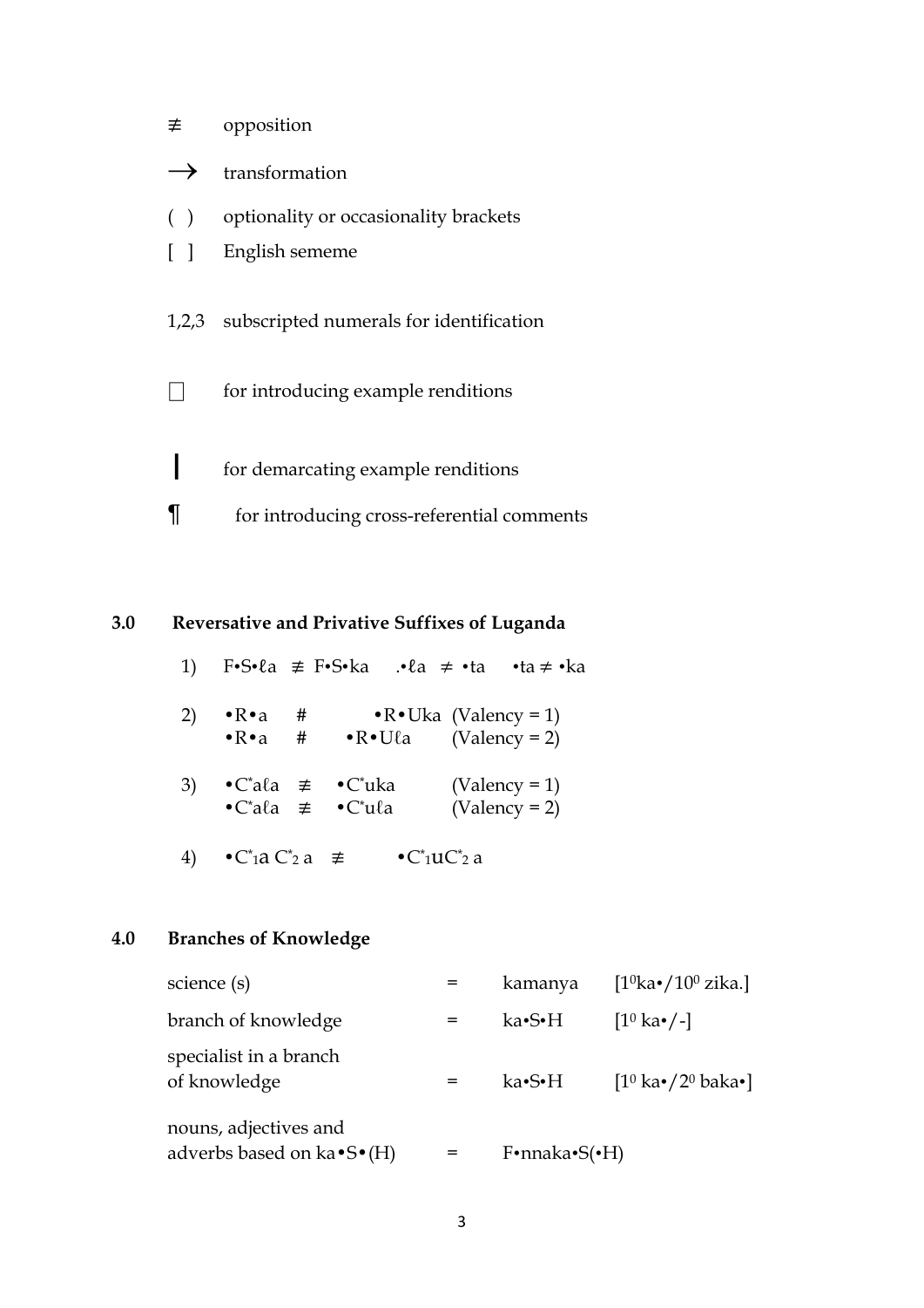| | |
|---|---|
| ≢ | opposition |
| → | transformation |
| ( ) | optionality or occasionality brackets |
| [ ] | English sememe |
| 1,2,3 | subscripted numerals for identification |
| □ | for introducing example renditions |
| ❙ | for demarcating example renditions |
| ¶ | for introducing cross-referential comments |

## 3.0 Reversative and Privative Suffixes of Luganda

1) F•S•ℓa ≢ F•S•ka .•ℓa ≠ •ta •ta ≠ •ka

2) •R•a # •R•Uka (Valency = 1)
   •R•a # •R•Uℓa (Valency = 2)

3) •C\*aℓa ≢ •C\*uka (Valency = 1)
   •C\*aℓa ≢ •C\*uℓa (Valency = 2)

4) $\bullet C^*_1 a\, C^*_2\, a$ ≢ $\bullet C^*_1 u C^*_2\, a$

## 4.0 Branches of Knowledge

| | | | |
|---|---|---|---|
| science (s) | = | kamanya | [$1^0$ka•/$10^0$ zika.] |
| branch of knowledge | = | ka•S•H | [$1^0$ ka•/-] |
| specialist in a branch of knowledge | = | ka•S•H | [$1^0$ ka•/$2^0$ baka•] |
| nouns, adjectives and adverbs based on ka•S•(H) | = | F•nnaka•S(•H) | |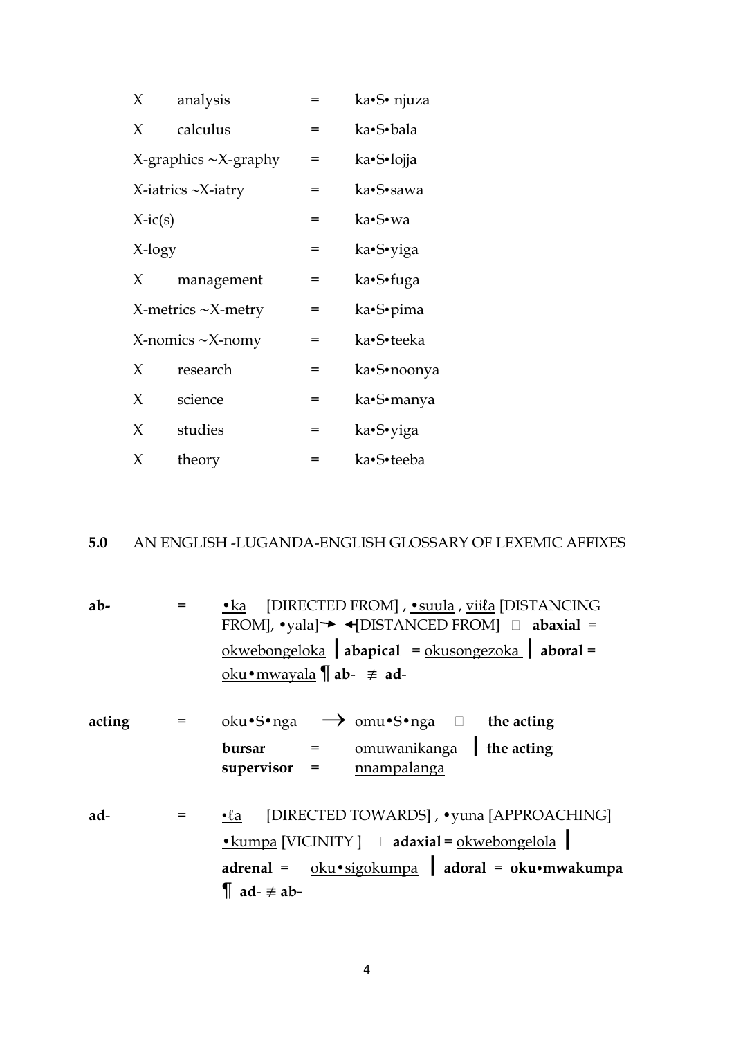| | | |
|---|---|---|
| X analysis | = | ka•S• njuza |
| X calculus | = | ka•S•bala |
| X-graphics ~X-graphy | = | ka•S•lojja |
| X-iatrics ~X-iatry | = | ka•S•sawa |
| X-ic(s) | = | ka•S•wa |
| X-logy | = | ka•S•yiga |
| X management | = | ka•S•fuga |
| X-metrics ~X-metry | = | ka•S•pima |
| X-nomics ~X-nomy | = | ka•S•teeka |
| X research | = | ka•S•noonya |
| X science | = | ka•S•manya |
| X studies | = | ka•S•yiga |
| X theory | = | ka•S•teeba |

## 5.0 AN ENGLISH -LUGANDA-ENGLISH GLOSSARY OF LEXEMIC AFFIXES

**ab-** = •ka [DIRECTED FROM] , •suula , viiℓa [DISTANCING FROM], •yala]→ ←[DISTANCED FROM] □ **abaxial** = okwebongeloka | **abapical** = okusongezoka | **aboral** = oku•mwayala ¶ **ab-** ≢ **ad-**

**acting** = oku•S•nga → omu•S•nga □ **the acting bursar** = omuwanikanga | **the acting supervisor** = nnampalanga

**ad-** = •ℓa [DIRECTED TOWARDS] , •yuna [APPROACHING] •kumpa [VICINITY ] □ **adaxial** = okwebongelola | **adrenal** = oku•sigokumpa | **adoral** = **oku•mwakumpa** ¶ **ad-** ≢ **ab-**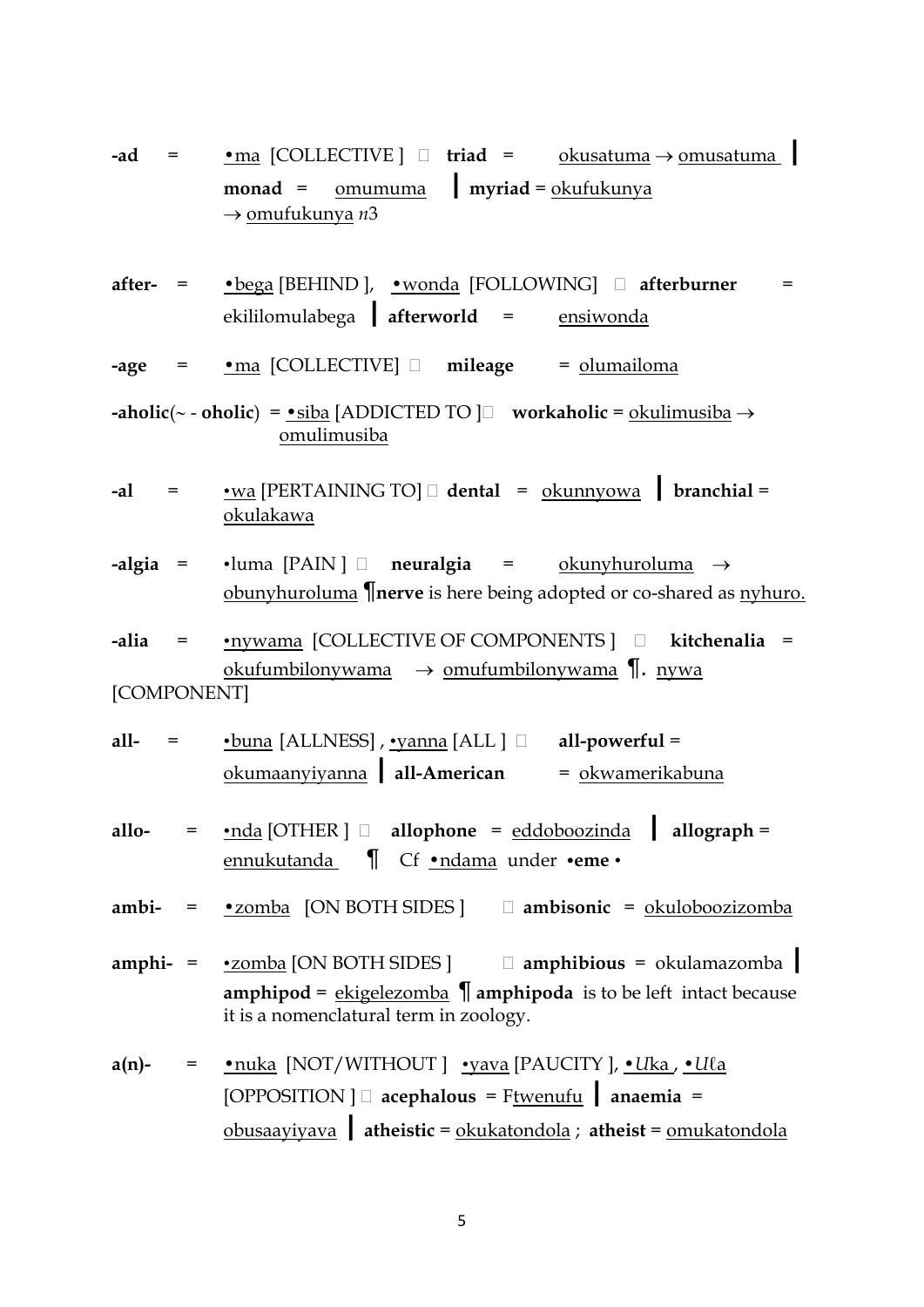**-ad** = •<u>ma</u> [COLLECTIVE ]  **triad** = <u>okusatuma</u> → <u>omusatuma</u> | **monad** = <u>omumuma</u> | **myriad** = <u>okufukunya</u> → <u>omufukunya</u> *n*3

**after-** = •<u>bega</u> [BEHIND ], •<u>wonda</u> [FOLLOWING]  **afterburner** = ekililomulabega | **afterworld** = <u>ensiwonda</u>

**-age** = •<u>ma</u> [COLLECTIVE]  **mileage** = <u>olumailoma</u>

**-aholic**(~ - **oholic**) = •<u>siba</u> [ADDICTED TO ] **workaholic** = <u>okulimusiba</u> → <u>omulimusiba</u>

**-al** = •<u>wa</u> [PERTAINING TO]  **dental** = <u>okunnyowa</u> | **branchial** = <u>okulakawa</u>

**-algia** = •luma [PAIN ]  **neuralgia** = <u>okunyhuroluma</u> → <u>obunyhuroluma</u> ¶**nerve** is here being adopted or co-shared as <u>nyhuro.</u>

**-alia** = •<u>nywama</u> [COLLECTIVE OF COMPONENTS ]  **kitchenalia** = <u>okufumbilonywama</u> → <u>omufumbilonywama</u> ¶. <u>nywa</u> [COMPONENT]

**all-** = •<u>buna</u> [ALLNESS] , •<u>yanna</u> [ALL ]  **all-powerful** = <u>okumaanyiyanna</u> | **all-American** = <u>okwamerikabuna</u>

**allo-** = •<u>nda</u> [OTHER ]  **allophone** = <u>eddoboozinda</u> | **allograph** = <u>ennukutanda</u> ¶ Cf •<u>ndama</u> under •**eme** •

**ambi-** = •<u>zomba</u> [ON BOTH SIDES ]  **ambisonic** = <u>okuloboozizomba</u>

**amphi-** = •<u>zomba</u> [ON BOTH SIDES ]  **amphibious** = okulamazomba | **amphipod** = <u>ekigelezomba</u> ¶ **amphipoda** is to be left intact because it is a nomenclatural term in zoology.

**a(n)-** = •<u>nuka</u> [NOT/WITHOUT ] •<u>yava</u> [PAUCITY ], •<u>*U*ka</u> , •<u>*U*ℓa</u> [OPPOSITION ]  **acephalous** = F<u>twenufu</u> | **anaemia** = <u>obusaayiyava</u> | **atheistic** = <u>okukatondola</u> ; **atheist** = <u>omukatondola</u>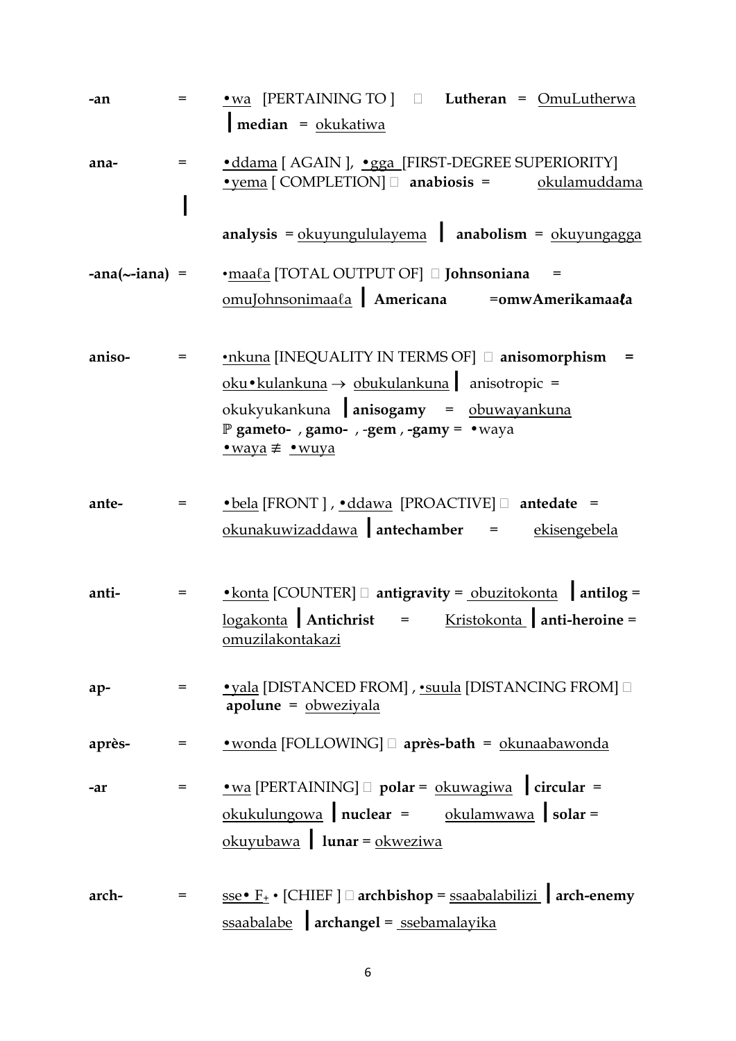**-an** = •wa [PERTAINING TO ] □ **Lutheran** = OmuLutherwa | **median** = okukatiwa

**ana-** = •ddama [ AGAIN ], •gga [FIRST-DEGREE SUPERIORITY] •yema [ COMPLETION] □ **anabiosis** = okulamuddama | **analysis** = okuyungululayema | **anabolism** = okuyungagga

**-ana(~-iana)** = •maaℓa [TOTAL OUTPUT OF] □ **Johnsoniana** = omuJohnsonimaaℓa | **Americana** =**omwAmerikamaaℓa**

**aniso-** = •nkuna [INEQUALITY IN TERMS OF] □ **anisomorphism** = oku•kulankuna → obukulankuna | anisotropic = okukyukankuna | **anisogamy** = obuwayankuna
ℙ **gameto-** , **gamo-** , -**gem** , **-gamy** = •waya
•waya ≢ •wuya

**ante-** = •bela [FRONT ] , •ddawa [PROACTIVE] □ **antedate** = okunakuwizaddawa | **antechamber** = ekisengebela

**anti-** = •konta [COUNTER] □ **antigravity** = obuzitokonta | **antilog** = logakonta | **Antichrist** = Kristokonta | **anti-heroine** = omuzilakontakazi

**ap-** = •yala [DISTANCED FROM] , •suula [DISTANCING FROM] □ **apolune** = obweziyala

**après-** = •wonda [FOLLOWING] □ **après-bath** = okunaabawonda

**-ar** = •wa [PERTAINING] □ **polar** = okuwagiwa | **circular** = okukulungowa | **nuclear** = okulamwawa | **solar** = okuyubawa | **lunar** = okweziwa

**arch-** = sse• $F_+$ • [CHIEF ] □ **archbishop** = ssaabalabilizi | **arch-enemy** ssaabalabe | **archangel** = ssebamalayika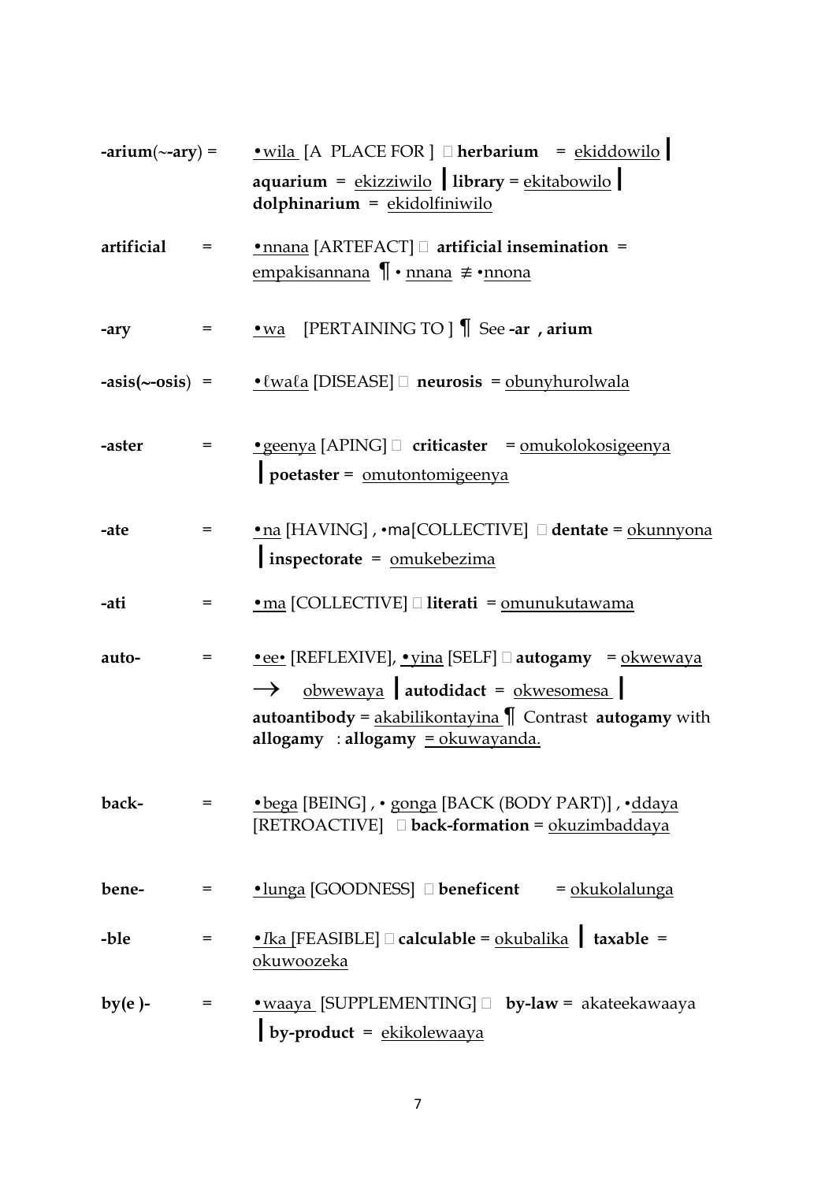**-arium**(~**-ary**) = •wila [A PLACE FOR ]  **herbarium** = ekiddowilo | **aquarium** = ekizziwilo | **library** = ekitabowilo | **dolphinarium** = ekidolfiniwilo

**artificial** = •nnana [ARTEFACT]  **artificial insemination** = empakisannana ¶ • nnana ≢ •nnona

**-ary** = •wa [PERTAINING TO ] ¶ See **-ar , arium**

**-asis(~-osis**) = •ℓwaℓa [DISEASE]  **neurosis** = obunyhurolwala

**-aster** = •geenya [APING]  **criticaster** = omukolokosigeenya | **poetaster** = omutontomigeenya

**-ate** = •na [HAVING] , •ma[COLLECTIVE]  **dentate** = okunnyona | **inspectorate** = omukebezima

**-ati** = •ma [COLLECTIVE]  **literati** = omunukutawama

**auto-** = •ee• [REFLEXIVE], •yina [SELF]  **autogamy** = okwewaya → obwewaya | **autodidact** = okwesomesa | **autoantibody** = akabilikontayina ¶ Contrast **autogamy** with **allogamy** : **allogamy** = okuwayanda.

**back-** = •bega [BEING] , • gonga [BACK (BODY PART)] , •ddaya [RETROACTIVE]  **back-formation** = okuzimbaddaya

**bene-** = •lunga [GOODNESS]  **beneficent** = okukolalunga

**-ble** = •*I*ka [FEASIBLE]  **calculable** = okubalika | **taxable** = okuwoozeka

**by(e )-** = •waaya [SUPPLEMENTING]  **by-law** = akateekawaaya | **by-product** = ekikolewaaya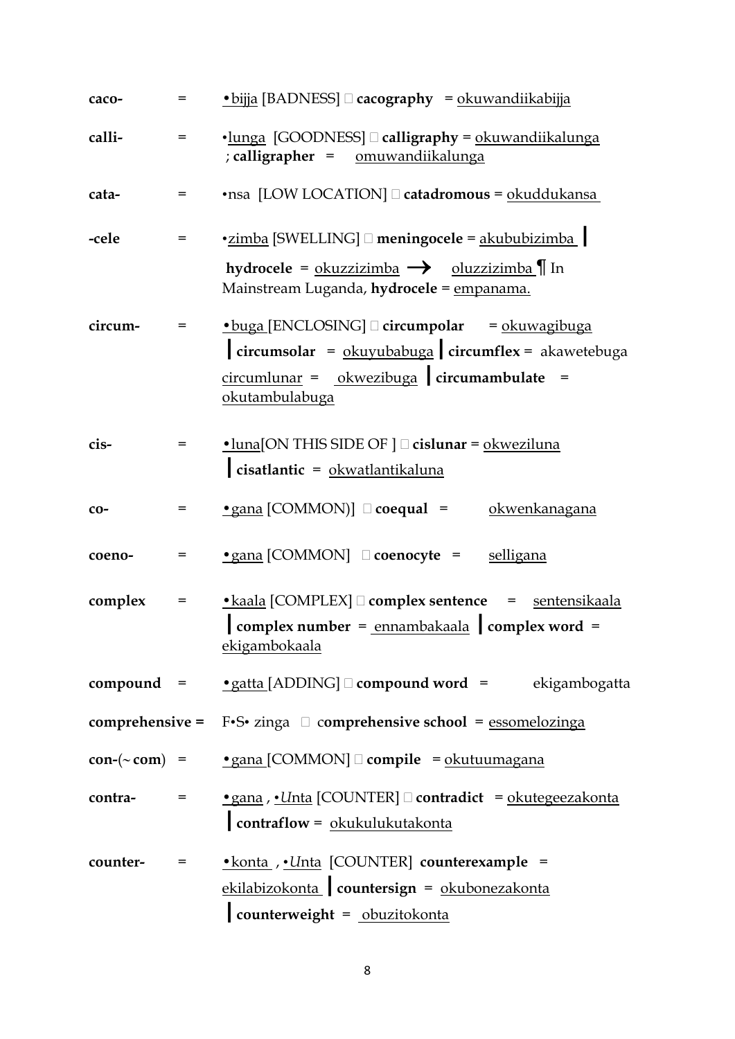**caco-** = •bijja [BADNESS]  **cacography** = okuwandiikabijja

**calli-** = •lunga [GOODNESS]  **calligraphy** = okuwandiikalunga ; **calligrapher** = omuwandiikalunga

**cata-** = •nsa [LOW LOCATION]  **catadromous** = okuddukansa

**-cele** = •zimba [SWELLING]  **meningocele** = akububizimba | **hydrocele** = okuzzizimba → oluzzizimba ¶ In Mainstream Luganda, **hydrocele** = empanama.

**circum-** = •buga [ENCLOSING]  **circumpolar** = okuwagibuga | **circumsolar** = okuyubabuga | **circumflex** = akawetebuga circumlunar = okwezibuga | **circumambulate** = okutambulabuga

**cis-** = •luna[ON THIS SIDE OF ]  **cislunar** = okweziluna | **cisatlantic** = okwatlantikaluna

**co-** = •gana [COMMON)]  **coequal** = okwenkanagana

**coeno-** = •gana [COMMON]  **coenocyte** = selligana

**complex** = •kaala [COMPLEX]  **complex sentence** = sentensikaala | **complex number** = ennambakaala | **complex word** = ekigambokaala

**compound** = •gatta [ADDING]  **compound word** = ekigambogatta

**comprehensive =** F•S• zinga  **comprehensive school** = essomelozinga

**con-**(~ **com**) = •gana [COMMON]  **compile** = okutuumagana

**contra-** = •gana , •*U*nta [COUNTER]  **contradict** = okutegeezakonta | **contraflow** = okukulukutakonta

**counter-** = •konta , •*U*nta [COUNTER] **counterexample** = ekilabizokonta | **countersign** = okubonezakonta | **counterweight** = obuzitokonta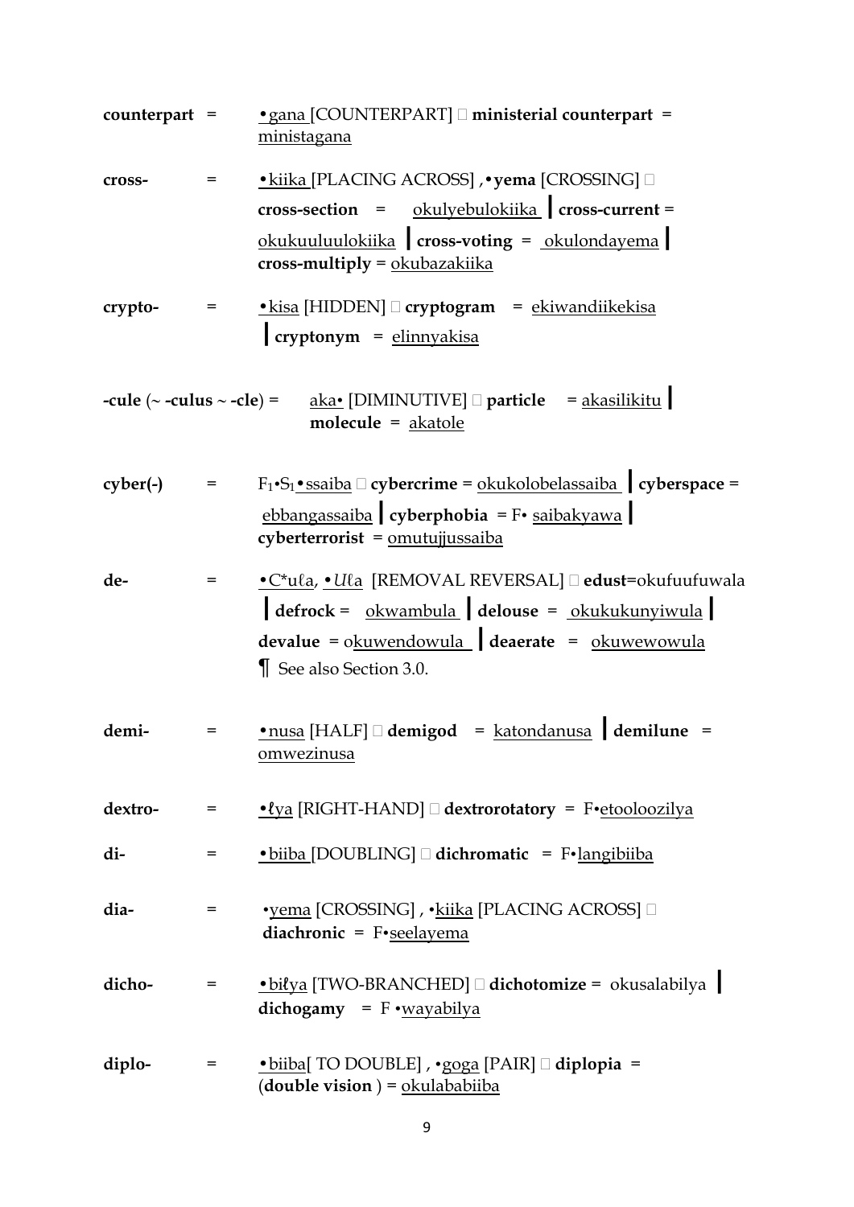**counterpart** = <u>•gana</u> [COUNTERPART] □ **ministerial counterpart** = <u>ministagana</u>

**cross-** = <u>•kiika</u> [PLACING ACROSS] ,•**yema** [CRossING] □ **cross-section** = <u>okulyebulokiika</u> ┃ **cross-current** = <u>okukuuluulokiika</u> ┃ **cross-voting** = <u>okulondayema</u> ┃ **cross-multiply** = <u>okubazakiika</u>

**crypto-** = <u>•kisa</u> [HIDDEN] □ **cryptogram** = <u>ekiwandiikekisa</u> ┃ **cryptonym** = <u>elinnyakisa</u>

**-cule** (~ **-culus** ~ **-cle**) = <u>aka•</u> [DIMINUTIVE] □ **particle** = <u>akasilikitu</u> ┃ **molecule** = <u>akatole</u>

**cyber(-)** = $F_1$•$S_1$<u>•ssaiba</u> □ **cybercrime** = <u>okukolobelassaiba</u> ┃ **cyberspace** = <u>ebbangassaiba</u> ┃ **cyberphobia** = F• <u>saibakyawa</u> ┃ **cyberterrorist** = <u>omutujjussaiba</u>

**de-** = <u>•C*uℓa</u>, <u>•*U*ℓa</u> [REMOVAL REVERSAL] □ **edust**=okufuufuwala ┃ **defrock** = <u>okwambula</u> ┃ **delouse** = <u>okukukunyiwula</u> ┃ **devalue** = o<u>kuwendowula</u> ┃ **deaerate** = <u>okuwewowula</u>
¶ See also Section 3.0.

**demi-** = <u>•nusa</u> [HALF] □ **demigod** = <u>katondanusa</u> ┃ **demilune** = <u>omwezinusa</u>

**dextro-** = <u>•ℓya</u> [RIGHT-HAND] □ **dextrorotatory** = F•<u>etooloozilya</u>

**di-** = <u>•biiba</u> [DOUBLING] □ **dichromatic** = F•<u>langibiiba</u>

**dia-** = •<u>yema</u> [CROSSING] , •<u>kiika</u> [PLACING ACROSS] □ **diachronic** = F•<u>seelayema</u>

**dicho-** = <u>•biℓya</u> [TWO-BRANCHED] □ **dichotomize** = okusalabilya ┃ **dichogamy** = F •<u>wayabilya</u>

**diplo-** = <u>•biiba</u>[ TO DOUBLE] , •<u>goga</u> [PAIR] □ **diplopia** = (**double vision** ) = <u>okulababiiba</u>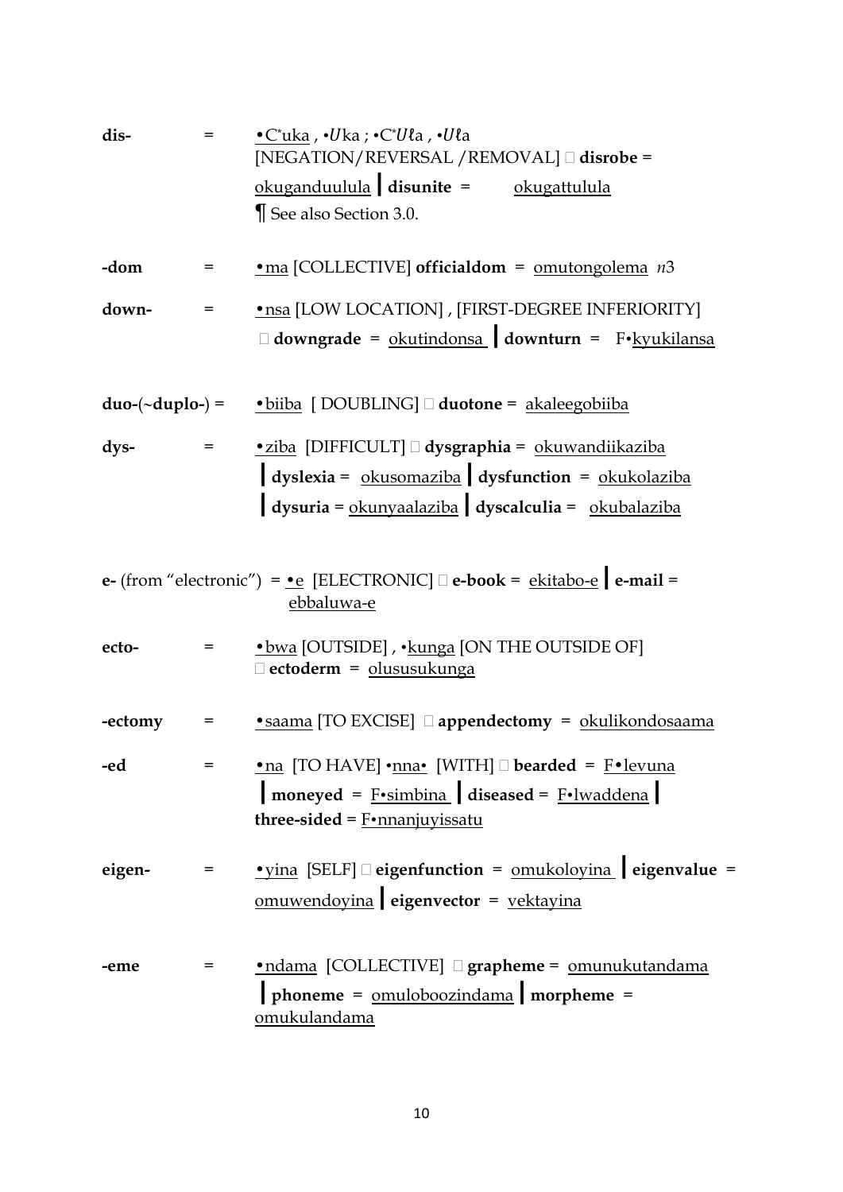**dis-** = •C*uka , •*U*ka ; •C**U*ℓa , •*U*ℓa
[NEGATION/REVERSAL /REMOVAL]  **disrobe** = okuganduulula ┃ **disunite** = okugattulula
¶ See also Section 3.0.

**-dom** = •ma [COLLECTIVE] **officialdom** = omutongolema *n*3

**down-** = •nsa [LOW LOCATION] , [FIRST-DEGREE INFERIORITY]
 **downgrade** = okutindonsa ┃ **downturn** = F•kyukilansa

**duo-**(~**duplo-**) = •biiba [ DOUBLING]  **duotone** = akaleegobiiba

**dys-** = •ziba [DIFFICULT]  **dysgraphia** = okuwandiikaziba
┃ **dyslexia** = okusomaziba ┃ **dysfunction** = okukolaziba
┃ **dysuria** = okunyaalaziba ┃ **dyscalculia** = okubalaziba

**e-** (from "electronic") = •e [ELECTRONIC]  **e-book** = ekitabo-e ┃ **e-mail** = ebbaluwa-e

**ecto-** = •bwa [OUTSIDE] , •kunga [ON THE OUTSIDE OF]
 **ectoderm** = olususukunga

**-ectomy** = •saama [TO EXCISE]  **appendectomy** = okulikondosaama

**-ed** = •na [TO HAVE] •nna• [WITH]  **bearded** = F•levuna
┃ **moneyed** = F•simbina ┃ **diseased** = F•lwaddena ┃
**three-sided** = F•nnanjuyissatu

**eigen-** = •yina [SELF]  **eigenfunction** = omukoloyina ┃ **eigenvalue** = omuwendoyina ┃ **eigenvector** = vektayina

**-eme** = •ndama [COLLECTIVE]  **grapheme** = omunukutandama
┃ **phoneme** = omuloboozindama ┃ **morpheme** = omukulandama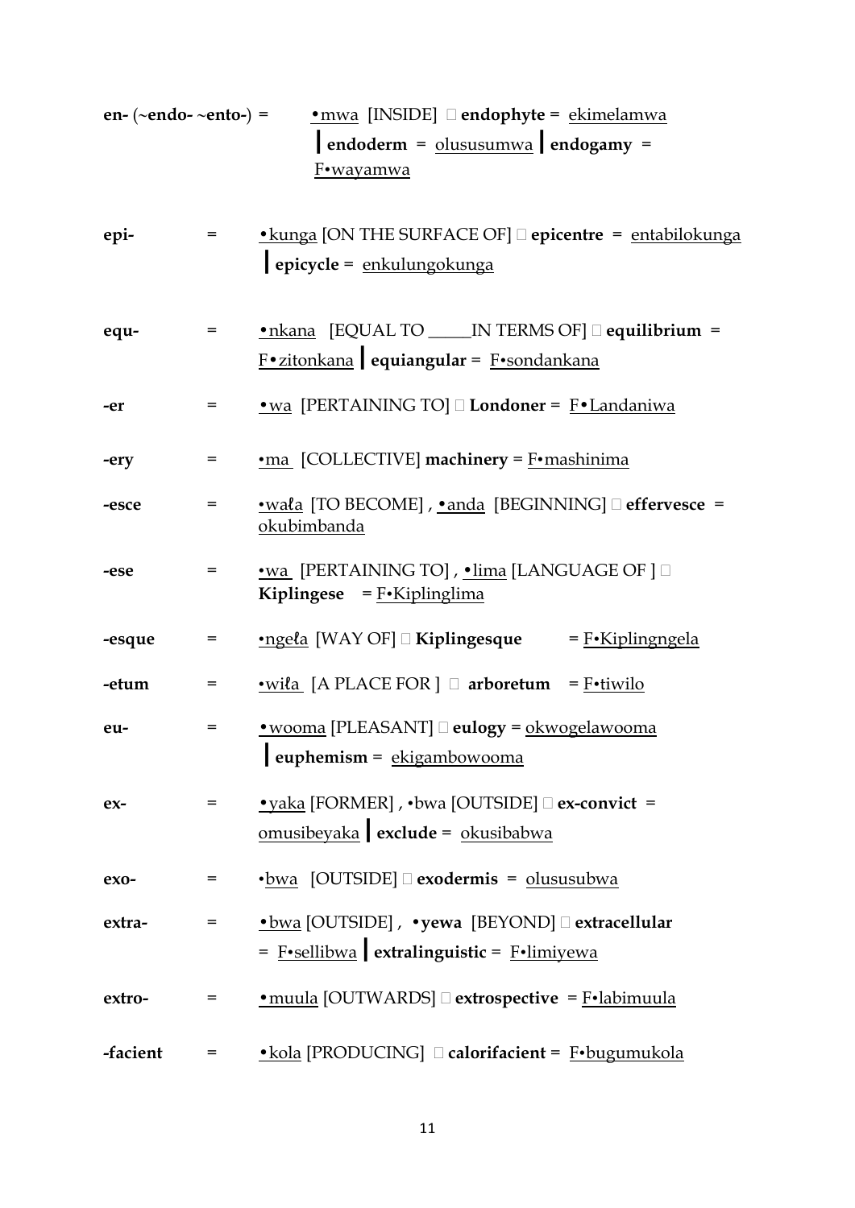**en-** (~**endo-** ~**ento-**) = •mwa [INSIDE]  **endophyte** = ekimelamwa | **endoderm** = olususumwa | **endogamy** = F•wayamwa

**epi-** = •kunga [ON THE SURFACE OF]  **epicentre** = entabilokunga | **epicycle** = enkulungokunga

**equ-** = •nkana [EQUAL TO _____IN TERMS OF]  **equilibrium** = F•zitonkana | **equiangular** = F•sondankana

**-er** = •wa [PERTAINING TO]  **Londoner** = F•Landaniwa

**-ery** = •ma [COLLECTIVE] **machinery** = F•mashinima

**-esce** = •waƚa [TO BECOME] , •anda [BEGINNING]  **effervesce** = okubimbanda

**-ese** = •wa [PERTAINING TO] , •lima [LANGUAGE OF ]  **Kiplingese** = F•Kiplinglima

**-esque** = •ngeƚa [WAY OF]  **Kiplingesque** = F•Kiplingngela

**-etum** = •wiƚa [A PLACE FOR ]  **arboretum** = F•tiwilo

**eu-** = •wooma [PLEASANT]  **eulogy** = okwogelawooma | **euphemism** = ekigambowooma

**ex-** = •yaka [FORMER] , •bwa [OUTSIDE]  **ex-convict** = omusibeyaka | **exclude** = okusibabwa

**exo-** = •bwa [OUTSIDE]  **exodermis** = olususubwa

**extra-** = •bwa [OUTSIDE] , •**yewa** [BEYOND]  **extracellular** = F•sellibwa | **extralinguistic** = F•limiyewa

**extro-** = •muula [OUTWARDS]  **extrospective** = F•labimuula

**-facient** = •kola [PRODUCING]  **calorifacient** = F•bugumukola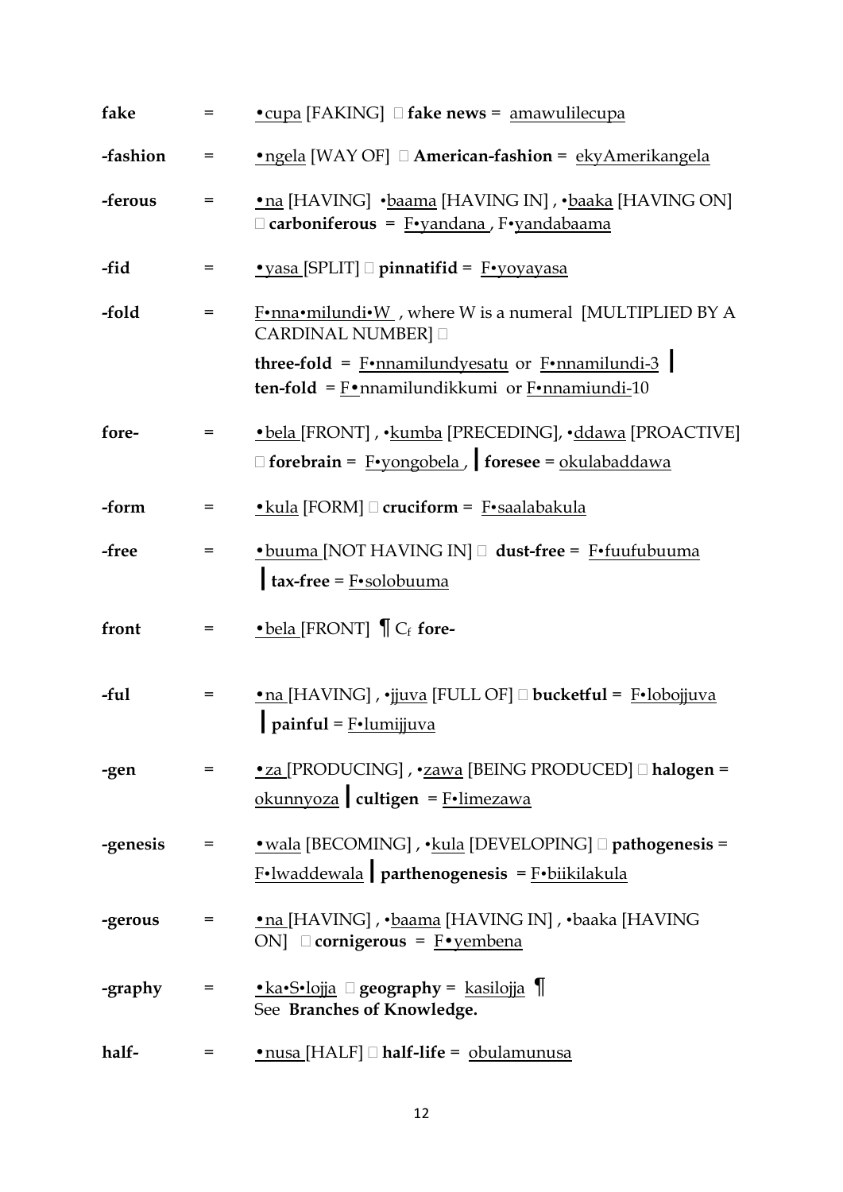**fake** = •cupa [FAKING]  **fake news** = amawulilecupa

**-fashion** = •ngela [WAY OF]  **American-fashion** = ekyAmerikangela

**-ferous** = •na [HAVING] •baama [HAVING IN] , •baaka [HAVING ON]  **carboniferous** = F•yandana , F•yandabaama

**-fid** = •yasa [SPLIT]  **pinnatifid** = F•yoyayasa

**-fold** = F•nna•milundi•W , where W is a numeral [MULTIPLIED BY A CARDINAL NUMBER] 
**three-fold** = F•nnamilundyesatu or F•nnamilundi-3 | **ten-fold** = F•nnamilundikkumi or F•nnamiundi-10

**fore-** = •bela [FRONT] , •kumba [PRECEDING], •ddawa [PROACTIVE]  **forebrain** = F•yongobela , | **foresee** = okulabaddawa

**-form** = •kula [FORM]  **cruciform** = F•saalabakula

**-free** = •buuma [NOT HAVING IN]  **dust-free** = F•fuufubuuma | **tax-free** = F•solobuuma

**front** = •bela [FRONT] ¶ $C_f$ **fore-**

**-ful** = •na [HAVING] , •jjuva [FULL OF]  **bucketful** = F•lobojjuva | **painful** = F•lumijjuva

**-gen** = •za [PRODUCING] , •zawa [BEING PRODUCED]  **halogen** = okunnyoza | **cultigen** = F•limezawa

**-genesis** = •wala [BECOMING] , •kula [DEVELOPING]  **pathogenesis** = F•lwaddewala | **parthenogenesis** = F•biikilakula

**-gerous** = •na [HAVING] , •baama [HAVING IN] , •baaka [HAVING ON]  **cornigerous** = F•yembena

**-graphy** = •ka•S•lojja  **geography** = kasilojja ¶
See **Branches of Knowledge.**

**half-** = •nusa [HALF]  **half-life** = obulamunusa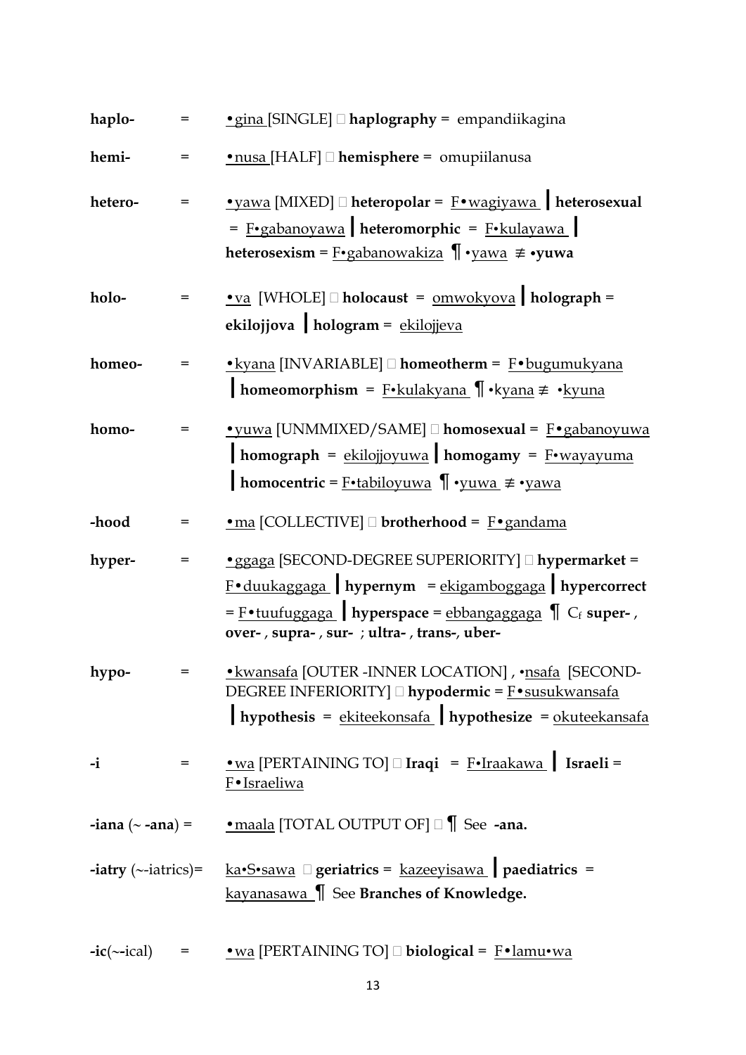**haplo-** = <u>•gina</u> [SINGLE]  **haplography** = empandiikagina

**hemi-** = <u>•nusa</u> [HALF]  **hemisphere** = omupiilanusa

**hetero-** = <u>•yawa</u> [MIXED]  **heteropolar** = <u>F•wagiyawa</u> | **heterosexual** = <u>F•gabanoyawa</u> | **heteromorphic** = <u>F•kulayawa</u> | **heterosexism** = <u>F•gabanowakiza</u> ¶ •<u>yawa</u> ≢ **•yuwa**

**holo-** = <u>•va</u> [WHOLE]  **holocaust** = <u>omwokyova</u> | **holograph** = **ekilojjova** | **hologram** = <u>ekilojjeva</u>

**homeo-** = <u>•kyana</u> [INVARIABLE]  **homeotherm** = <u>F•bugumukyana</u> | **homeomorphism** = <u>F•kulakyana</u> ¶ •k<u>yana</u> ≢ •<u>kyuna</u>

**homo-** = <u>•yuwa</u> [UNMMIXED/SAME]  **homosexual** = <u>F•gabanoyuwa</u> | **homograph** = <u>ekilojjoyuwa</u> | **homogamy** = <u>F•wayayuma</u> | **homocentric** = <u>F•tabiloyuwa</u> ¶ •<u>yuwa</u> ≢ •<u>yawa</u>

**-hood** = <u>•ma</u> [COLLECTIVE]  **brotherhood** = <u>F•gandama</u>

**hyper-** = <u>•ggaga</u> [SECOND-DEGREE SUPERIORITY]  **hypermarket** = <u>F•duukaggaga</u> | **hypernym** = <u>ekigamboggaga</u> | **hypercorrect** = <u>F•tuufuggaga</u> | **hyperspace** = <u>ebbangaggaga</u> ¶ $C_f$ **super-**, **over-**, **supra-**, **sur-** ; **ultra-**, **trans-**, **uber-**

**hypo-** = <u>•kwansafa</u> [OUTER -INNER LOCATION] , •<u>nsafa</u> [SECOND-DEGREE INFERIORITY]  **hypodermic** = <u>F•susukwansafa</u> | **hypothesis** = <u>ekiteekonsafa</u> | **hypothesize** = <u>okuteekansafa</u>

**-i** = <u>•wa</u> [PERTAINING TO]  **Iraqi** = <u>F•Iraakawa</u> | **Israeli** = <u>F•Israeliwa</u>

**-iana** (~ **-ana**) = <u>•maala</u> [TOTAL OUTPUT OF]  ¶ See **-ana.**

**-iatry** (~-iatrics)= <u>ka•S•sawa</u>  **geriatrics** = <u>kazeeyisawa</u> | **paediatrics** = <u>kayanasawa</u> ¶ See **Branches of Knowledge.**

**-ic**(~-ical) = <u>•wa</u> [PERTAINING TO]  **biological** = <u>F•lamu•wa</u>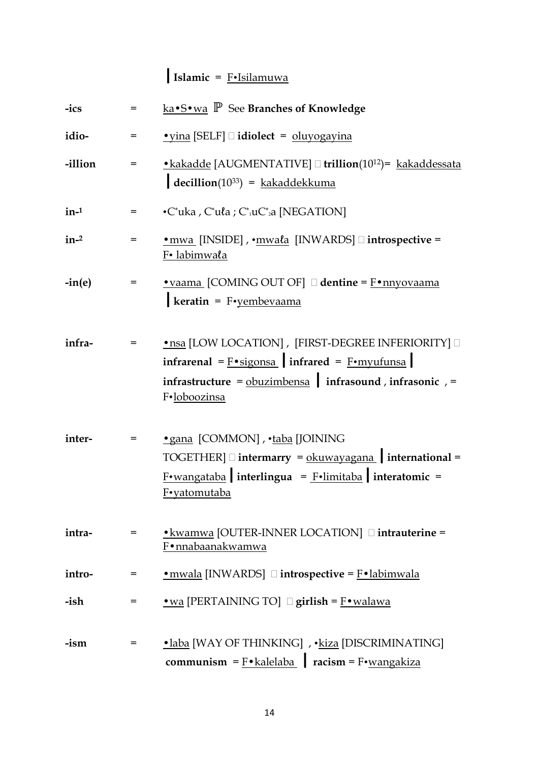┃ **Islamic** = <u>F•Isilamuwa</u>

| | | |
|---|---|---|
| **-ics** | = | <u>ka•S•wa</u> ℙ See **Branches of Knowledge** |
| **idio-** | = | <u>•yina</u> [SELF]  **idiolect** = <u>oluyogayina</u> |
| **-illion** | = | <u>•kakadde</u> [AUGMENTATIVE]  **trillion**($10^{12}$)= <u>kakaddessata</u> ┃ **decillion**($10^{33}$) = <u>kakaddekkuma</u> |
| **in-**[1] | = | •C*uka , C*uła ; C*₁uC*₂a [NEGATION] |
| **in-**[2] | = | <u>•mwa</u> [INSIDE] , •<u>mwała</u> [INWARDS]  **introspective** = <u>F• labimwała</u> |
| **-in(e)** | = | <u>•vaama</u> [COMING OUT OF]  **dentine** = <u>F•nnyovaama</u> ┃ **keratin** = F•<u>yembevaama</u> |
| **infra-** | = | <u>•nsa</u> [LOW LOCATION] , [FIRST-DEGREE INFERIORITY]  **infrarenal** = <u>F•sigonsa</u> ┃ **infrared** = <u>F•myufunsa</u> ┃ **infrastructure** = <u>obuzimbensa</u> ┃ **infrasound** , **infrasonic** , = F•<u>loboozinsa</u> |
| **inter-** | = | <u>•gana</u> [COMMON] , •<u>taba</u> [JOINING TOGETHER]  **intermarry** = <u>okuwayagana</u> ┃ **international** = <u>F•wangataba</u> ┃ **interlingua** = <u>F•limitaba</u> ┃ **interatomic** = <u>F•yatomutaba</u> |
| **intra-** | = | <u>•kwamwa</u> [OUTER-INNER LOCATION]  **intrauterine** = <u>F•nnabaanakwamwa</u> |
| **intro-** | = | <u>•mwala</u> [INWARDS]  **introspective** = <u>F•labimwala</u> |
| **-ish** | = | <u>•wa</u> [PERTAINING TO]  **girlish** = <u>F•walawa</u> |
| **-ism** | = | <u>•laba</u> [WAY OF THINKING] , •<u>kiza</u> [DISCRIMINATING] **communism** = <u>F•kalelaba</u> ┃ **racism** = F•<u>wangakiza</u> |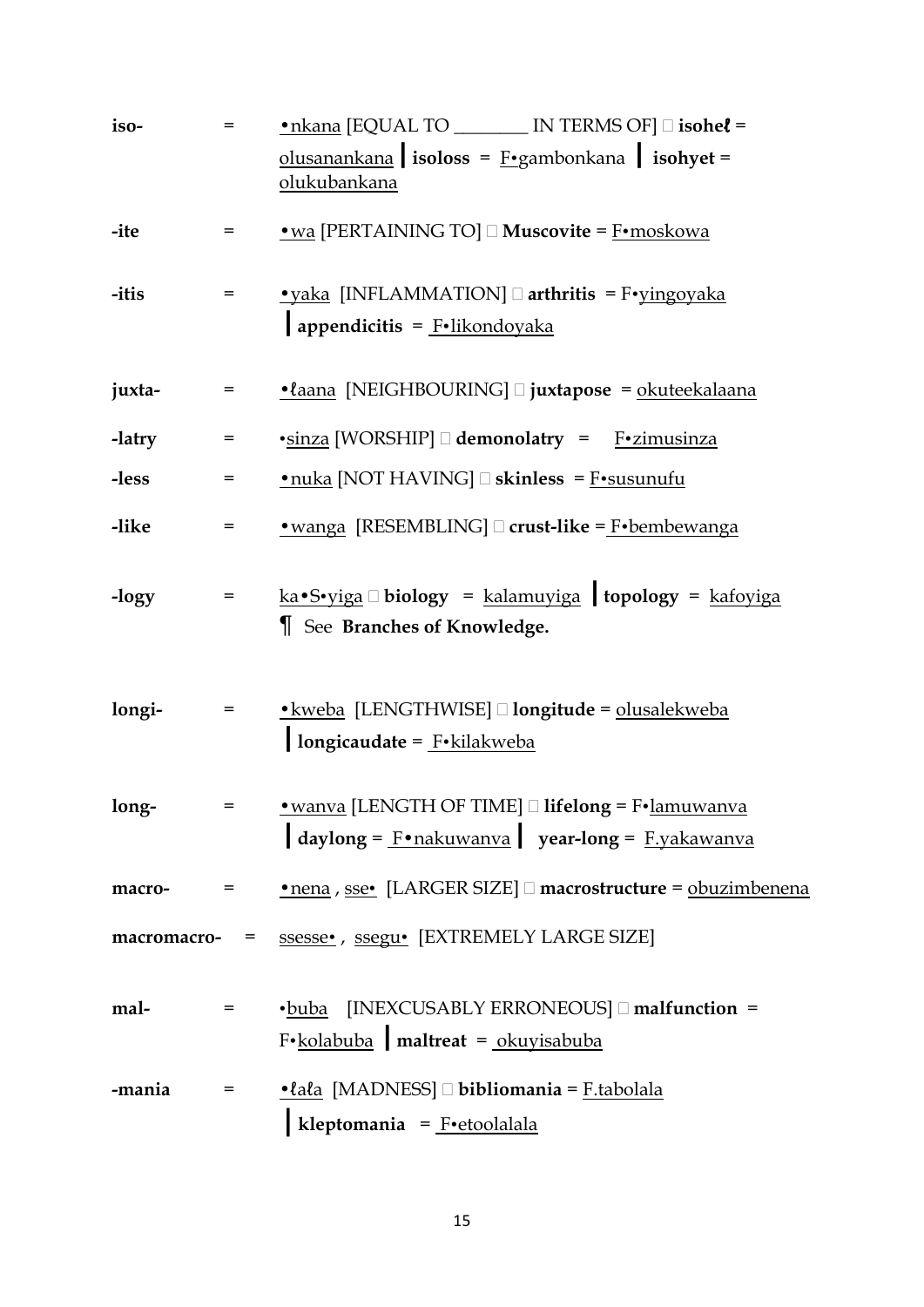**iso-** = •nkana [EQUAL TO ________ IN TERMS OF]  **isoheℓ** = olusanankana | **isoloss** = F•gambonkana | **isohyet** = olukubankana

**-ite** = •wa [PERTAINING TO]  **Muscovite** = F•moskowa

**-itis** = •yaka [INFLAMMATION]  **arthritis** = F•yingoyaka | **appendicitis** = F•likondoyaka

**juxta-** = •ℓaana [NEIGHBOURING]  **juxtapose** = okuteekalaana

**-latry** = •sinza [WORSHIP]  **demonolatry** = F•zimusinza

**-less** = •nuka [NOT HAVING]  **skinless** = F•susunufu

**-like** = •wanga [RESEMBLING]  **crust-like** = F•bembewanga

**-logy** = ka•S•yiga  **biology** = kalamuyiga | **topology** = kafoyiga

¶ See **Branches of Knowledge.**

**longi-** = •kweba [LENGTHWISE]  **longitude** = olusalekweba | **longicaudate** = F•kilakweba

**long-** = •wanva [LENGTH OF TIME]  **lifelong** = F•lamuwanva | **daylong** = F•nakuwanva | **year-long** = F.yakawanva

**macro-** = •nena , sse• [LARGER SIZE]  **macrostructure** = obuzimbenena

**macromacro-** = ssesse• , ssegu• [EXTREMELY LARGE SIZE]

**mal-** = •buba [INEXCUSABLY ERRONEOUS]  **malfunction** = F•kolabuba | **maltreat** = okuyisabuba

**-mania** = •ℓaℓa [MADNESS]  **bibliomania** = F.tabolala | **kleptomania** = F•etoolalala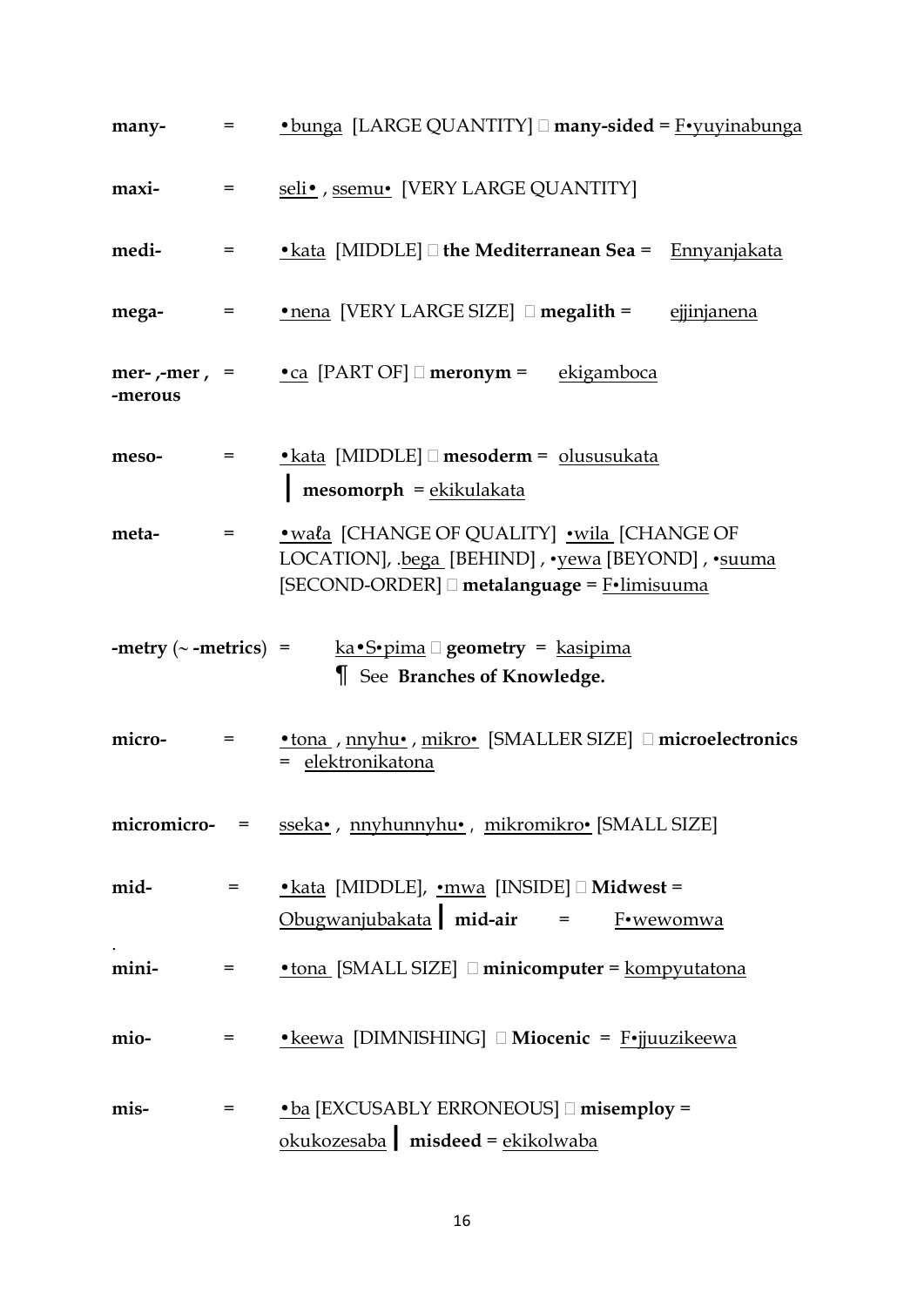**many-** = <u>•bunga</u> [LARGE QUANTITY]  **many-sided** = <u>F•yuyinabunga</u>

**maxi-** = <u>seli•</u> , <u>ssemu•</u> [VERY LARGE QUANTITY]

**medi-** = <u>•kata</u> [MIDDLE]  **the Mediterranean Sea** = <u>Ennyanjakata</u>

**mega-** = <u>•nena</u> [VERY LARGE SIZE]  **megalith** = <u>ejjinjanena</u>

**mer- ,-mer , -merous** = <u>•ca</u> [PART OF]  **meronym** = <u>ekigamboca</u>

**meso-** = <u>•kata</u> [MIDDLE]  **mesoderm** = <u>olususukata</u> | **mesomorph** = <u>ekikulakata</u>

**meta-** = <u>•wała</u> [CHANGE OF QUALITY] <u>•wila</u> [CHANGE OF LOCATION], .<u>bega</u> [BEHIND] , •<u>yewa</u> [BEYOND] , •<u>suuma</u> [SECOND-ORDER]  **metalanguage** = <u>F•limisuuma</u>

**-metry** (~ **-metrics**) = <u>ka•S•pima</u>  **geometry** = <u>kasipima</u>
¶ See **Branches of Knowledge.**

**micro-** = <u>•tona</u> , <u>nnyhu•</u> , <u>mikro•</u> [SMALLER SIZE]  **microelectronics** = <u>elektronikatona</u>

**micromicro-** = <u>sseka•</u> , <u>nnyhunnyhu•</u> , <u>mikromikro•</u> [SMALL SIZE]

**mid-** = <u>•kata</u> [MIDDLE], <u>•mwa</u> [INSIDE]  **Midwest** = <u>Obugwanjubakata</u> | **mid-air** = <u>F•wewomwa</u>

**mini-** = <u>•tona</u> [SMALL SIZE]  **minicomputer** = <u>kompyutatona</u>

**mio-** = <u>•keewa</u> [DIMNISHING]  **Miocenic** = <u>F•jjuuzikeewa</u>

**mis-** = <u>•ba</u> [EXCUSABLY ERRONEOUS]  **misemploy** = <u>okukozesaba</u> | **misdeed** = <u>ekikolwaba</u>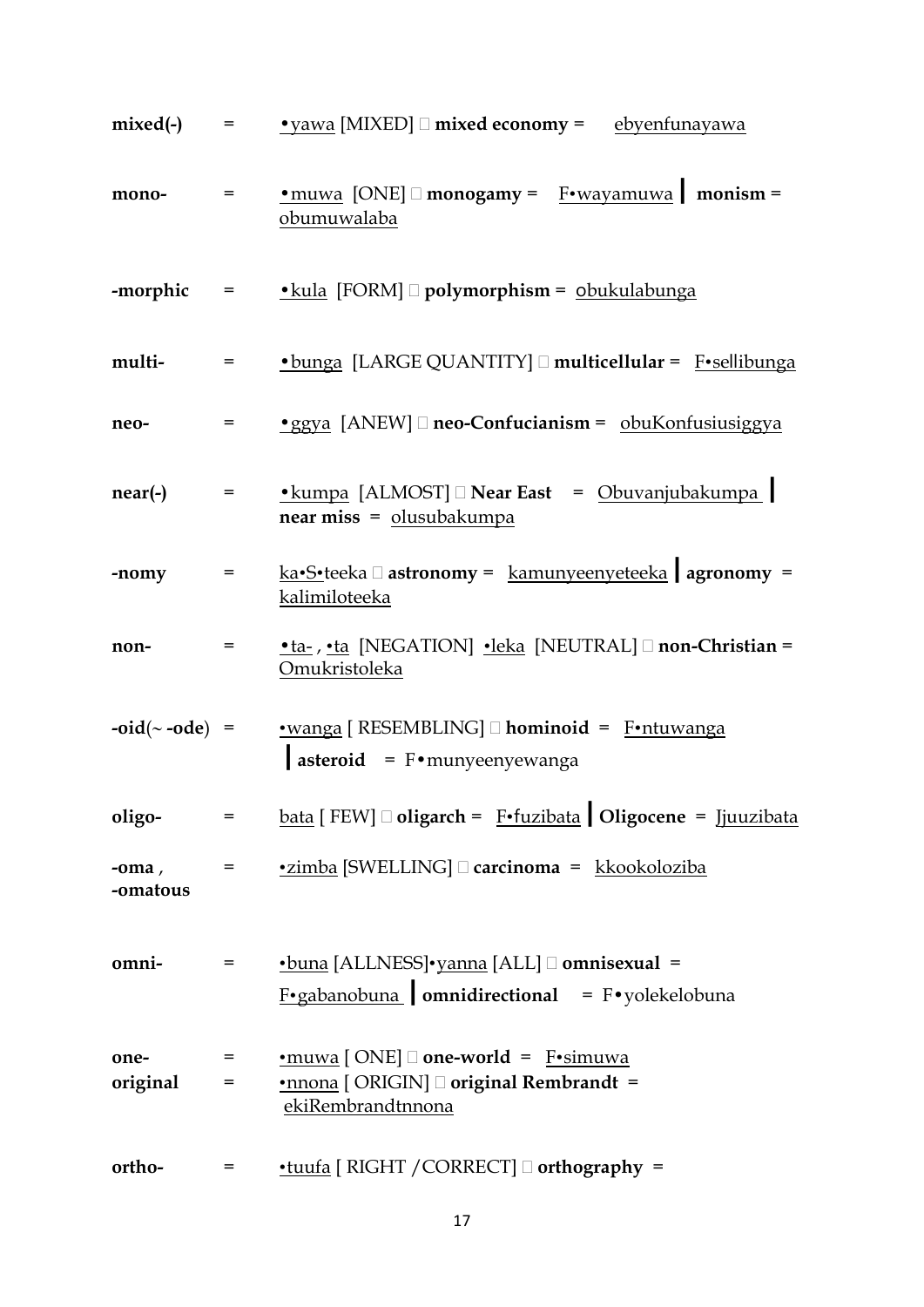**mixed(-)** = <u>•yawa</u> [MIXED]  **mixed economy** = <u>ebyenfunayawa</u>

**mono-** = <u>•muwa</u> [ONE]  **monogamy** = <u>F•wayamuwa</u> **|** **monism** = <u>obumuwalaba</u>

**-morphic** = <u>•kula</u> [FORM]  **polymorphism** = <u>obukulabunga</u>

**multi-** = <u>•bunga</u> [LARGE QUANTITY]  **multicellular** = <u>F•sellibunga</u>

**neo-** = <u>•ggya</u> [ANEW]  **neo-Confucianism** = <u>obuKonfusiusiggya</u>

**near(-)** = <u>•kumpa</u> [ALMOST]  **Near East** = <u>Obuvanjubakumpa</u> **|** **near miss** = <u>olusubakumpa</u>

**-nomy** = <u>ka•S•</u>teeka  **astronomy** = <u>kamunyeenyeteeka</u> **|** **agronomy** = <u>kalimiloteeka</u>

**non-** = <u>•ta-</u> , <u>•ta</u> [NEGATION] <u>•leka</u> [NEUTRAL]  **non-Christian** = <u>Omukristoleka</u>

**-oid**(~ **-ode**) = <u>•wanga</u> [ RESEMBLING]  **hominoid** = <u>F•ntuwanga</u> **|** **asteroid** = F•munyeenyewanga

**oligo-** = <u>bata</u> [ FEW]  **oligarch** = <u>F•fuzibata</u> **|** **Oligocene** = <u>Jjuuzibata</u>

**-oma** , **-omatous** = <u>•zimba</u> [SWELLING]  **carcinoma** = <u>kkookoloziba</u>

**omni-** = <u>•buna</u> [ALLNESS]•<u>yanna</u> [ALL]  **omnisexual** = <u>F•gabanobuna</u> **|** **omnidirectional** = F•yolekelobuna

**one-** = <u>•muwa</u> [ ONE]  **one-world** = <u>F•simuwa</u>

**original** = <u>•nnona</u> [ ORIGIN]  **original Rembrandt** = <u>ekiRembrandtnnona</u>

**ortho-** = <u>•tuufa</u> [ RIGHT /CORRECT]  **orthography** =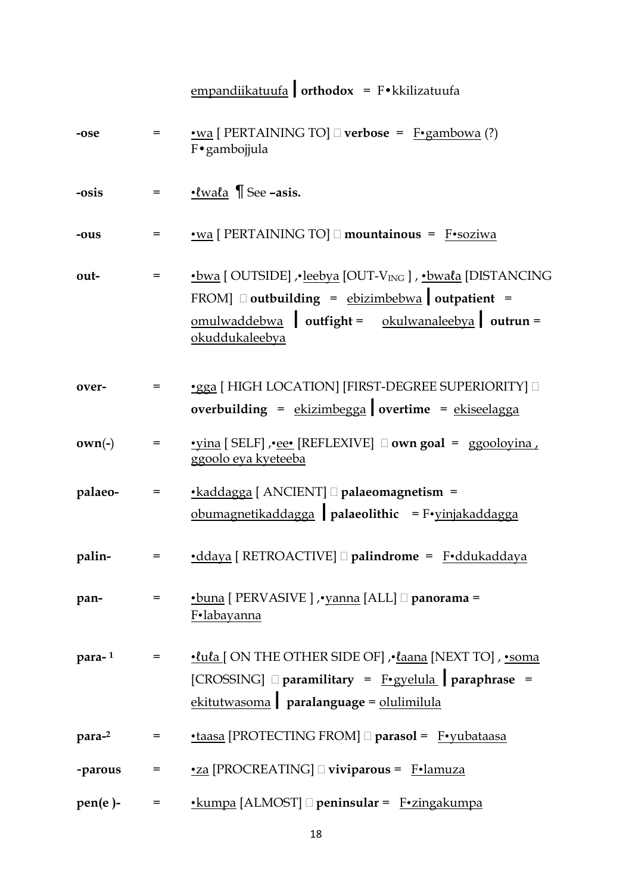<u>empandiikatuufa</u> **|** **orthodox** = F• kkilizatuufa

**-ose** = <u>•wa</u> [ PERTAINING TO] □ **verbose** = <u>F•gambowa</u> (?) F• gambojjula

**-osis** = <u>•ɬwaɬa</u> ¶ See **–asis.**

**-ous** = <u>•wa</u> [ PERTAINING TO] □ **mountainous** = <u>F•soziwa</u>

**out-** = <u>•bwa</u> [ OUTSIDE] ,•<u>leebya</u> [OUT-$V_{ING}$ ] , <u>•bwaɬa</u> [DISTANCING FROM] □ **outbuilding** = <u>ebizimbebwa</u> **|** **outpatient** = <u>omulwaddebwa</u> **|** **outfight** = <u>okulwanaleebya</u> **|** **outrun** = <u>okuddukaleebya</u>

**over-** = <u>•gga</u> [ HIGH LOCATION] [FIRST-DEGREE SUPERIORITY] □ **overbuilding** = <u>ekizimbegga</u> **|** **overtime** = <u>ekiseelagga</u>

**own(-)** = <u>•yina</u> [ SELF] ,•<u>ee•</u> [REFLEXIVE] □ **own goal** = <u>ggooloyina , ggoolo eya kyeteeba</u>

**palaeo-** = <u>•kaddagga</u> [ ANCIENT] □ **palaeomagnetism** = <u>obumagnetikaddagga</u> **|** **palaeolithic** = F•<u>yinjakaddagga</u>

**palin-** = <u>•ddaya</u> [ RETROACTIVE] □ **palindrome** = <u>F•ddukaddaya</u>

**pan-** = <u>•buna</u> [ PERVASIVE ] ,•<u>yanna</u> [ALL] □ **panorama** = <u>F•labayanna</u>

**para-** [1] = <u>•ɬuɬa</u> [ ON THE OTHER SIDE OF] ,•<u>ɬaana</u> [NEXT TO] , <u>•soma</u> [CROSSING] □ **paramilitary** = <u>F•gyelula</u> **|** **paraphrase** = <u>ekitutwasoma</u> **|** **paralanguage** = <u>olulimilula</u>

**para-** [2] = <u>•taasa</u> [PROTECTING FROM] □ **parasol** = <u>F•yubataasa</u>

**-parous** = <u>•za</u> [PROCREATING] □ **viviparous** = <u>F•lamuza</u>

**pen(e )-** = <u>•kumpa</u> [ALMOST] □ **peninsular** = <u>F•zingakumpa</u>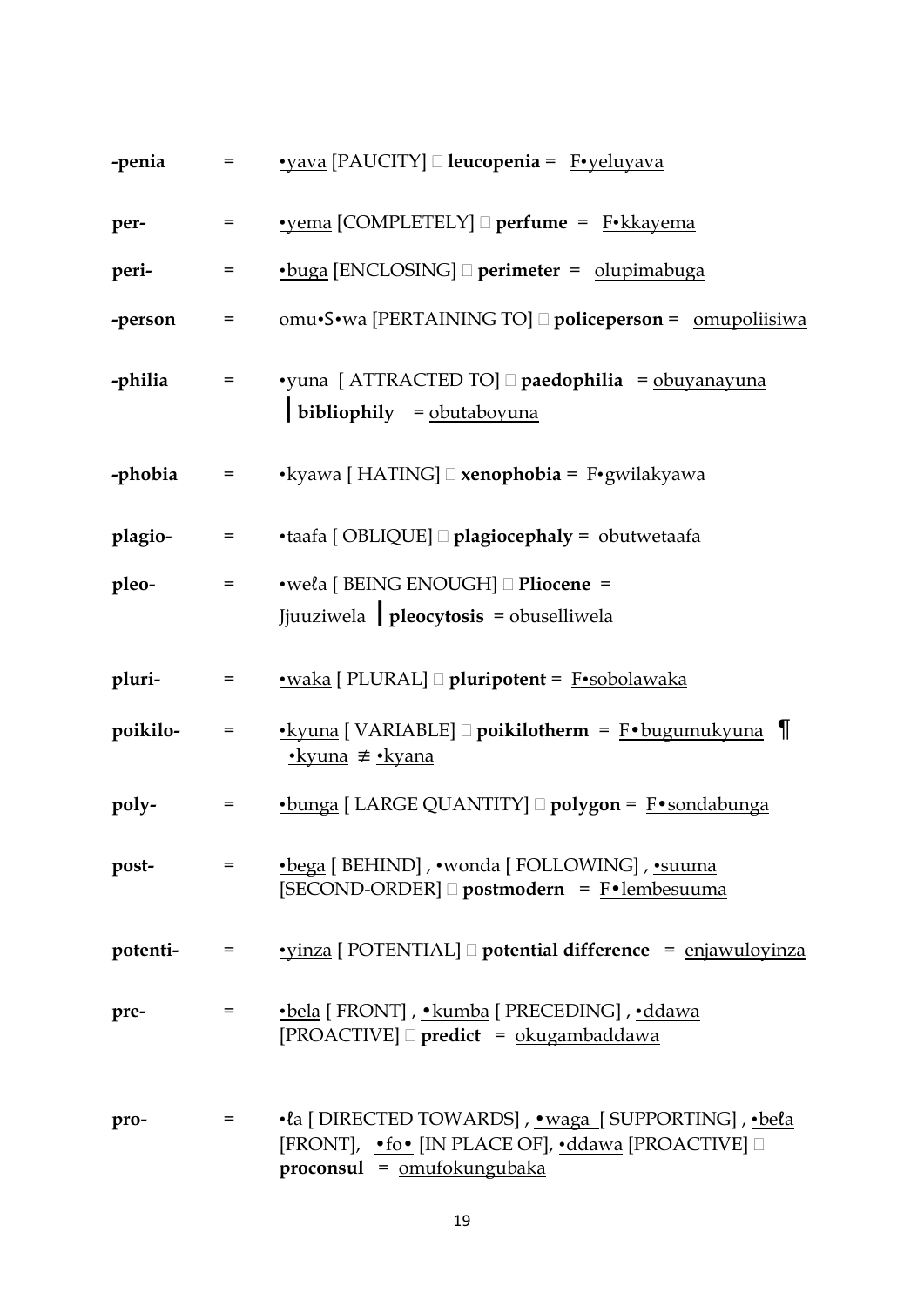| | | |
|---|---|---|
| **-penia** | = | <u>•yava</u> [PAUCITY]  **leucopenia** = <u>F•yeluyava</u> |
| **per-** | = | <u>•yema</u> [COMPLETELY]  **perfume** = <u>F•kkayema</u> |
| **peri-** | = | <u>•buga</u> [ENCLOSING]  **perimeter** = <u>olupimabuga</u> |
| **-person** | = | omu<u>•S•wa</u> [PERTAINING TO]  **policeperson** = <u>omupoliisiwa</u> |
| **-philia** | = | <u>•yuna</u> [ ATTRACTED TO]  **paedophilia** = <u>obuyanayuna</u> ┃ **bibliophily** = <u>obutaboyuna</u> |
| **-phobia** | = | <u>•kyawa</u> [ HATING]  **xenophobia** = F•<u>gwilakyawa</u> |
| **plagio-** | = | <u>•taafa</u> [ OBLIQUE]  **plagiocephaly** = <u>obutwetaafa</u> |
| **pleo-** | = | <u>•weℓa</u> [ BEING ENOUGH]  **Pliocene** = <u>Jjuuziwela</u> ┃ **pleocytosis** = <u>obuselliwela</u> |
| **pluri-** | = | <u>•waka</u> [ PLURAL]  **pluripotent** = <u>F•sobolawaka</u> |
| **poikilo-** | = | <u>•kyuna</u> [ VARIABLE]  **poikilotherm** = <u>F•bugumukyuna</u> ¶ <u>•kyuna</u> ≢ <u>•kyana</u> |
| **poly-** | = | <u>•bunga</u> [ LARGE QUANTITY]  **polygon** = <u>F•sondabunga</u> |
| **post-** | = | <u>•bega</u> [ BEHIND] , •wonda [ FOLLOWING] , <u>•suuma</u> [SECOND-ORDER]  **postmodern** = <u>F•lembesuuma</u> |
| **potenti-** | = | <u>•yinza</u> [ POTENTIAL]  **potential difference** = <u>enjawuloyinza</u> |
| **pre-** | = | <u>•bela</u> [ FRONT] , <u>•kumba</u> [ PRECEDING] , <u>•ddawa</u> [PROACTIVE]  **predict** = <u>okugambaddawa</u> |
| **pro-** | = | <u>•ℓa</u> [ DIRECTED TOWARDS] , <u>•waga</u> [ SUPPORTING] , <u>•beℓa</u> [FRONT], <u>•fo•</u> [IN PLACE OF], <u>•ddawa</u> [PROACTIVE]  **proconsul** = <u>omufokungubaka</u> |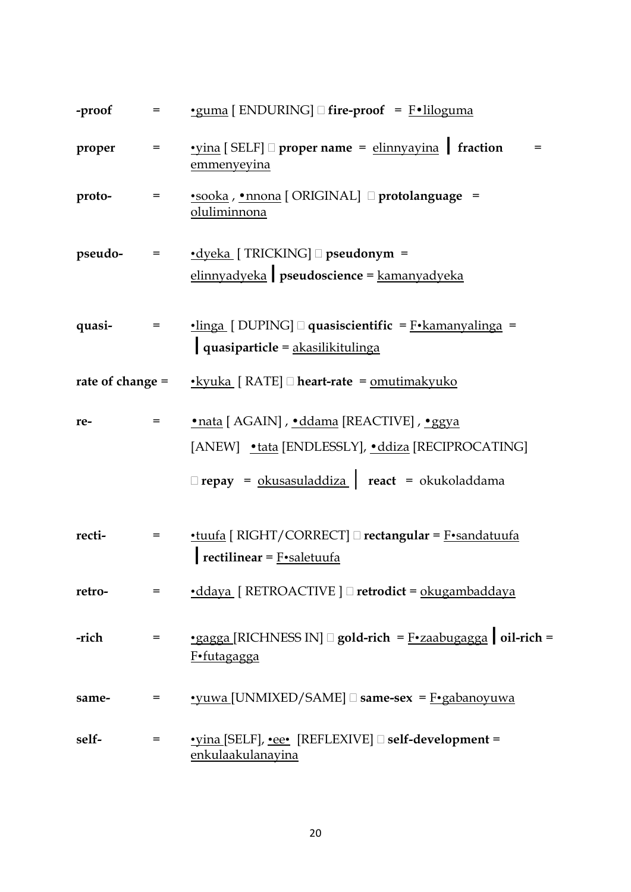**-proof** = <u>•guma</u> [ ENDURING]  **fire-proof** = <u>F•liloguma</u>

**proper** = <u>•yina</u> [ SELF]  **proper name** = <u>elinnyayina</u> | **fraction** = <u>emmenyeyina</u>

**proto-** = <u>•sooka</u> , <u>•nnona</u> [ ORIGINAL]  **protolanguage** = <u>oluliminnona</u>

**pseudo-** = <u>•dyeka</u> [ TRICKING]  **pseudonym** = <u>elinnyadyeka</u> | **pseudoscience** = <u>kamanyadyeka</u>

**quasi-** = <u>•linga</u> [ DUPING]  **quasiscientific** = <u>F•kamanyalinga</u> = | **quasiparticle** = <u>akasilikitulinga</u>

**rate of change** = <u>•kyuka</u> [ RATE]  **heart-rate** = <u>omutimakyuko</u>

**re-** = <u>•nata</u> [ AGAIN] , <u>•ddama</u> [REACTIVE] , <u>•ggya</u> [ANEW] <u>•tata</u> [ENDLESSLY], <u>•ddiza</u> [RECIPROCATING]

 **repay** = <u>okusasuladdiza</u> | **react** = okukoladdama

**recti-** = <u>•tuufa</u> [ RIGHT/CORRECT]  **rectangular** = <u>F•sandatuufa</u> | **rectilinear** = <u>F•saletuufa</u>

**retro-** = <u>•ddaya</u> [ RETROACTIVE ]  **retrodict** = <u>okugambaddaya</u>

**-rich** = <u>•gagga</u> [RICHNESS IN]  **gold-rich** = <u>F•zaabugagga</u> | **oil-rich** = <u>F•futagagga</u>

**same-** = <u>•yuwa</u> [UNMIXED/SAME]  **same-sex** = <u>F•gabanoyuwa</u>

**self-** = <u>•yina</u> [SELF], <u>•ee•</u> [REFLEXIVE]  **self-development** = <u>enkulaakulanayina</u>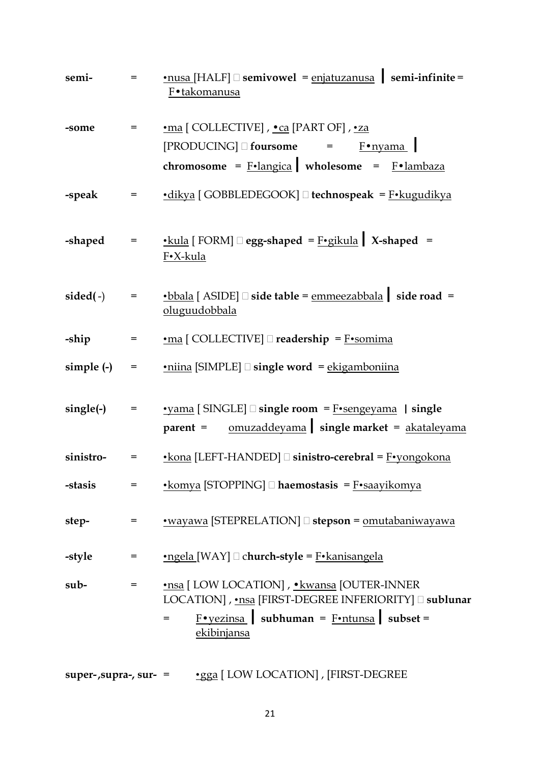**semi-** = •nusa [HALF]  **semivowel** = enjatuzanusa ❙ **semi-infinite** = F•takomanusa

**-some** = •ma [ COLLECTIVE] , •ca [PART OF] , •za [PRODUCING]  **foursome** = F•nyama ❙ **chromosome** = F•langica ❙ **wholesome** = F•lambaza

**-speak** = •dikya [ GOBBLEDEGOOK]  **technospeak** = F•kugudikya

**-shaped** = •kula [ FORM]  **egg-shaped** = F•gikula ❙ **X-shaped** = F•X-kula

**sided(**-) = •bbala [ ASIDE]  **side table** = emmeezabbala ❙ **side road** = oluguudobbala

**-ship** = •ma [ COLLECTIVE]  **readership** = F•somima

**simple (-)** = •niina [SIMPLE]  **single word** = ekigamboniina

**single(-)** = •yama [ SINGLE]  **single room** = F•sengeyama | **single parent** = omuzaddeyama ❙ **single market** = akataleyama

**sinistro-** = •kona [LEFT-HANDED]  **sinistro-cerebral** = F•yongokona

**-stasis** = •komya [STOPPING]  **haemostasis** = F•saayikomya

**step-** = •wayawa [STEPRELATION]  **stepson** = omutabaniwayawa

**-style** = •ngela [WAY]  c**hurch-style** = F•kanisangela

**sub-** = •nsa [ LOW LOCATION] , •kwansa [OUTER-INNER LOCATION] , •nsa [FIRST-DEGREE INFERIORITY]  **sublunar** = F•yezinsa ❙ **subhuman** = F•ntunsa ❙ **subset** = ekibinjansa

**super-,supra-, sur-** = •gga [ LOW LOCATION] , [FIRST-DEGREE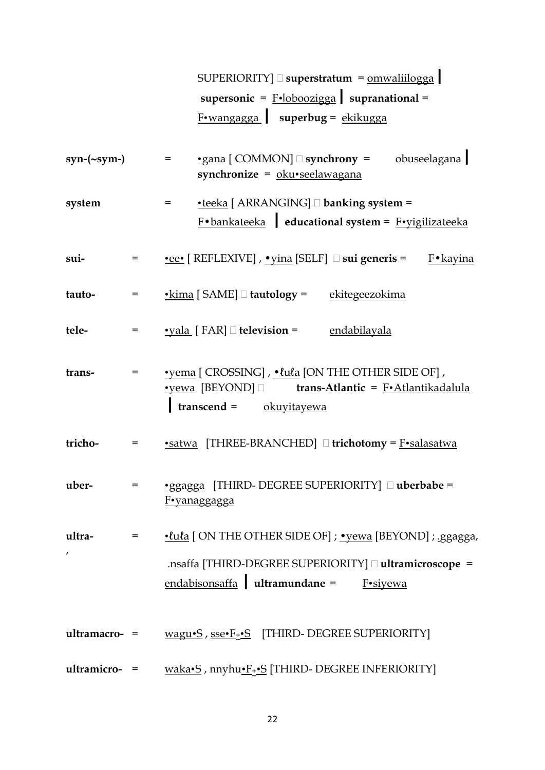SUPERIORITY] □ **superstratum** = omwaliilogga **|** **supersonic** = F•loboozigga **|** **supranational** = F•wangagga **|** **superbug** = ekikugga

**syn-(~sym-)** = •gana [ COMMON] □ **synchrony** = obuseelagana **|** **synchronize** = oku•seelawagana

**system** = •teeka [ ARRANGING] □ **banking system** = F•bankateeka **|** **educational system** = F•yigilizateeka

**sui-** = •ee• [ REFLEXIVE] , •yina [SELF] □ **sui generis** = F•kayina

**tauto-** = •kima [ SAME] □ **tautology** = ekitegeezokima

**tele-** = •yala [ FAR] □ **television** = endabilayala

**trans-** = •yema [ CROSSING] , •ℓuℓa [ON THE OTHER SIDE OF] , •yewa [BEYOND] □ **trans-Atlantic** = F•Atlantikadalula **|** **transcend** = okuyitayewa

**tricho-** = •satwa [THREE-BRANCHED] □ **trichotomy** = F•salasatwa

**uber-** = •ggagga [THIRD- DEGREE SUPERIORITY] □ **uberbabe** = F•yanaggagga

**ultra-** , = •ℓuℓa [ ON THE OTHER SIDE OF] ; •yewa [BEYOND] ; .ggagga, .nsaffa [THIRD-DEGREE SUPERIORITY] □ **ultramicroscope** = endabisonsaffa **|** **ultramundane** = F•siyewa

**ultramacro-** = wagu•S , sse•F+•S [THIRD- DEGREE SUPERIORITY]

**ultramicro-** = waka•S , nnyhu•F+•S [THIRD- DEGREE INFERIORITY]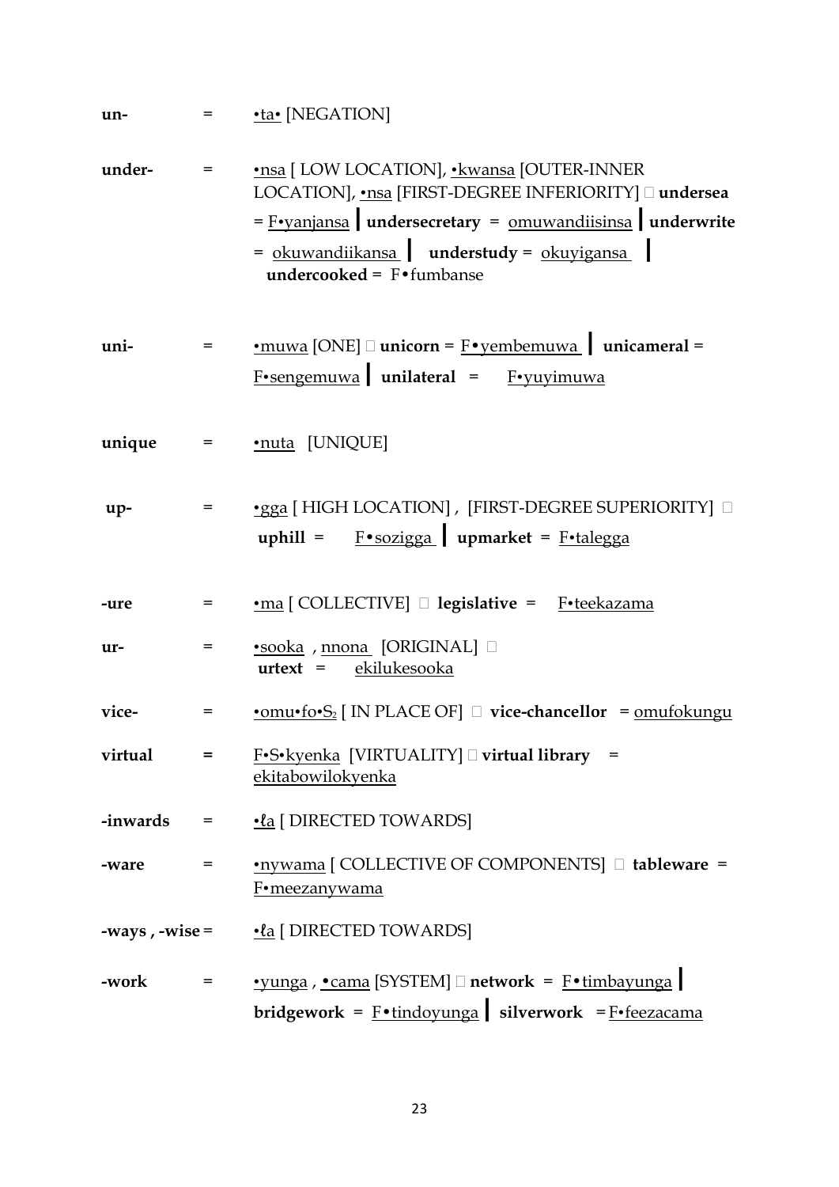**un-** = •ta• [NEGATION]

**under-** = •nsa [ LOW LOCATION], •kwansa [OUTER-INNER LOCATION], •nsa [FIRST-DEGREE INFERIORITY]  **undersea** = F•yanjansa | **undersecretary** = omuwandiisinsa | **underwrite** = okuwandiikansa | **understudy** = okuyigansa | **undercooked** = F•fumbanse

**uni-** = •muwa [ONE]  **unicorn** = F•yembemuwa | **unicameral** = F•sengemuwa | **unilateral** = F•yuyimuwa

**unique** = •nuta [UNIQUE]

**up-** = •gga [ HIGH LOCATION] , [FIRST-DEGREE SUPERIORITY]  **uphill** = F•sozigga | **upmarket** = F•talegga

**-ure** = •ma [ COLLECTIVE]  **legislative** = F•teekazama

**ur-** = •sooka , nnona [ORIGINAL]  **urtext** = ekilukesooka

**vice-** = •omu•fo•$S_2$ [ IN PLACE OF]  **vice-chancellor** = omufokungu

**virtual** = F•S•kyenka [VIRTUALITY]  **virtual library** = ekitabowilokyenka

**-inwards** = •ℓa [ DIRECTED TOWARDS]

**-ware** = •nywama [ COLLECTIVE OF COMPONENTS]  **tableware** = F•meezanywama

**-ways , -wise** = •ℓa [ DIRECTED TOWARDS]

**-work** = •yunga , •cama [SYSTEM]  **network** = F•timbayunga | **bridgework** = F•tindoyunga | **silverwork** = F•feezacama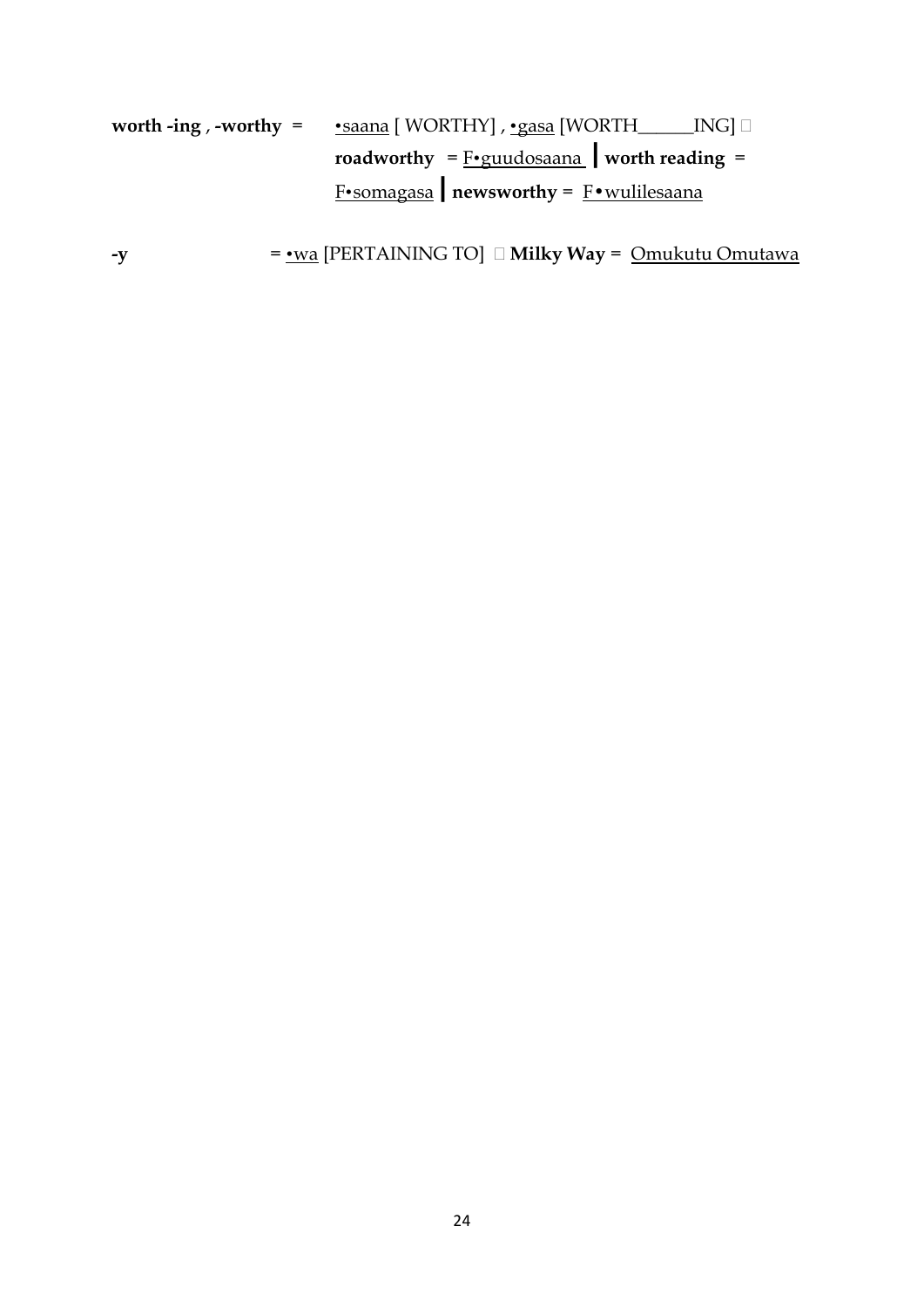**worth -ing** , **-worthy** = <u>•saana</u> [ WORTHY] , <u>•gasa</u> [WORTH______ING]  **roadworthy** = <u>F•guudosaana</u> | **worth reading** = <u>F•somagasa</u> | **newsworthy** = <u>F•wulilesaana</u>

**-y** = <u>•wa</u> [PERTAINING TO]  **Milky Way** = <u>Omukutu Omutawa</u>